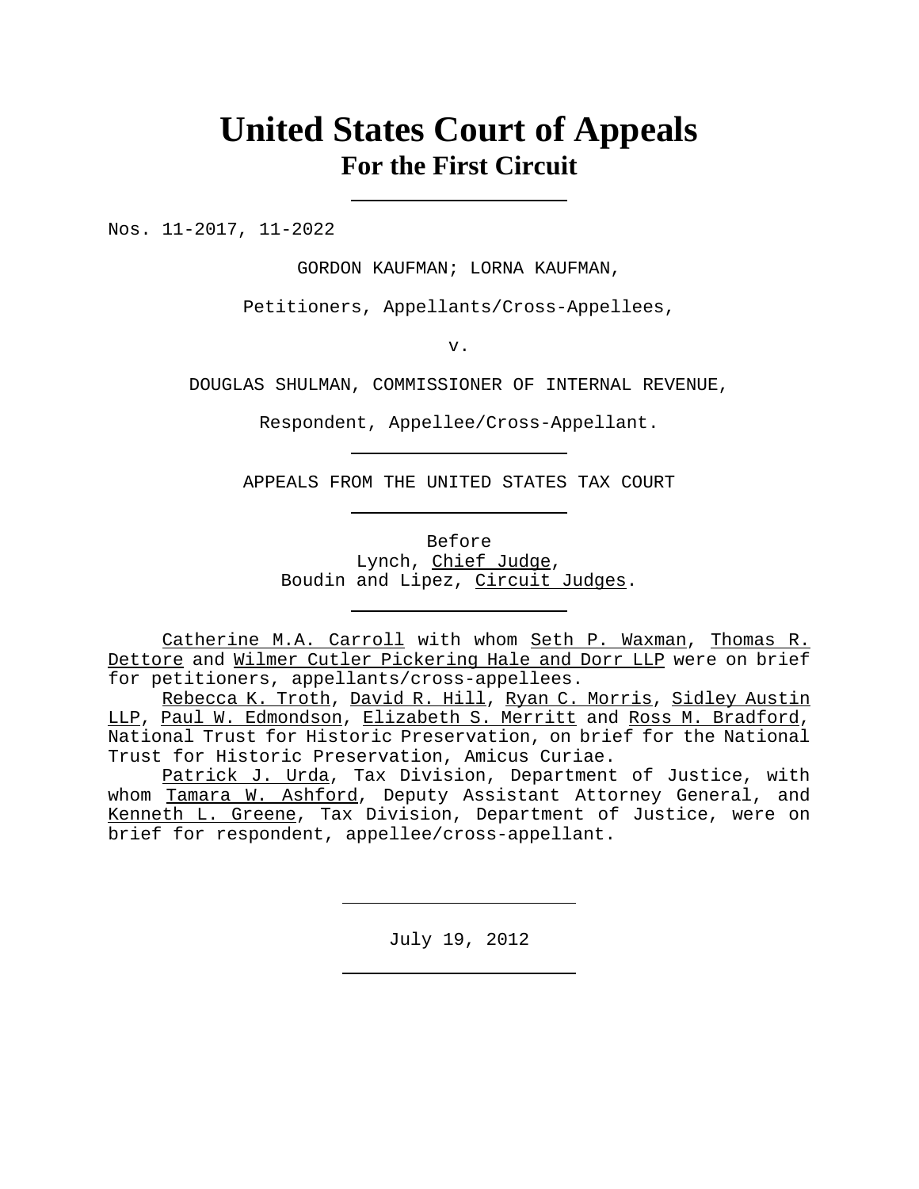# United States Court of Appeals
## For the First Circuit

Nos. 11-2017, 11-2022

GORDON KAUFMAN; LORNA KAUFMAN,

Petitioners, Appellants/Cross-Appellees,

v.

DOUGLAS SHULMAN, COMMISSIONER OF INTERNAL REVENUE,

Respondent, Appellee/Cross-Appellant.

APPEALS FROM THE UNITED STATES TAX COURT

Before
Lynch, Chief Judge,
Boudin and Lipez, Circuit Judges.

Catherine M.A. Carroll with whom Seth P. Waxman, Thomas R. Dettore and Wilmer Cutler Pickering Hale and Dorr LLP were on brief for petitioners, appellants/cross-appellees.

Rebecca K. Troth, David R. Hill, Ryan C. Morris, Sidley Austin LLP, Paul W. Edmondson, Elizabeth S. Merritt and Ross M. Bradford, National Trust for Historic Preservation, on brief for the National Trust for Historic Preservation, Amicus Curiae.

Patrick J. Urda, Tax Division, Department of Justice, with whom Tamara W. Ashford, Deputy Assistant Attorney General, and Kenneth L. Greene, Tax Division, Department of Justice, were on brief for respondent, appellee/cross-appellant.

July 19, 2012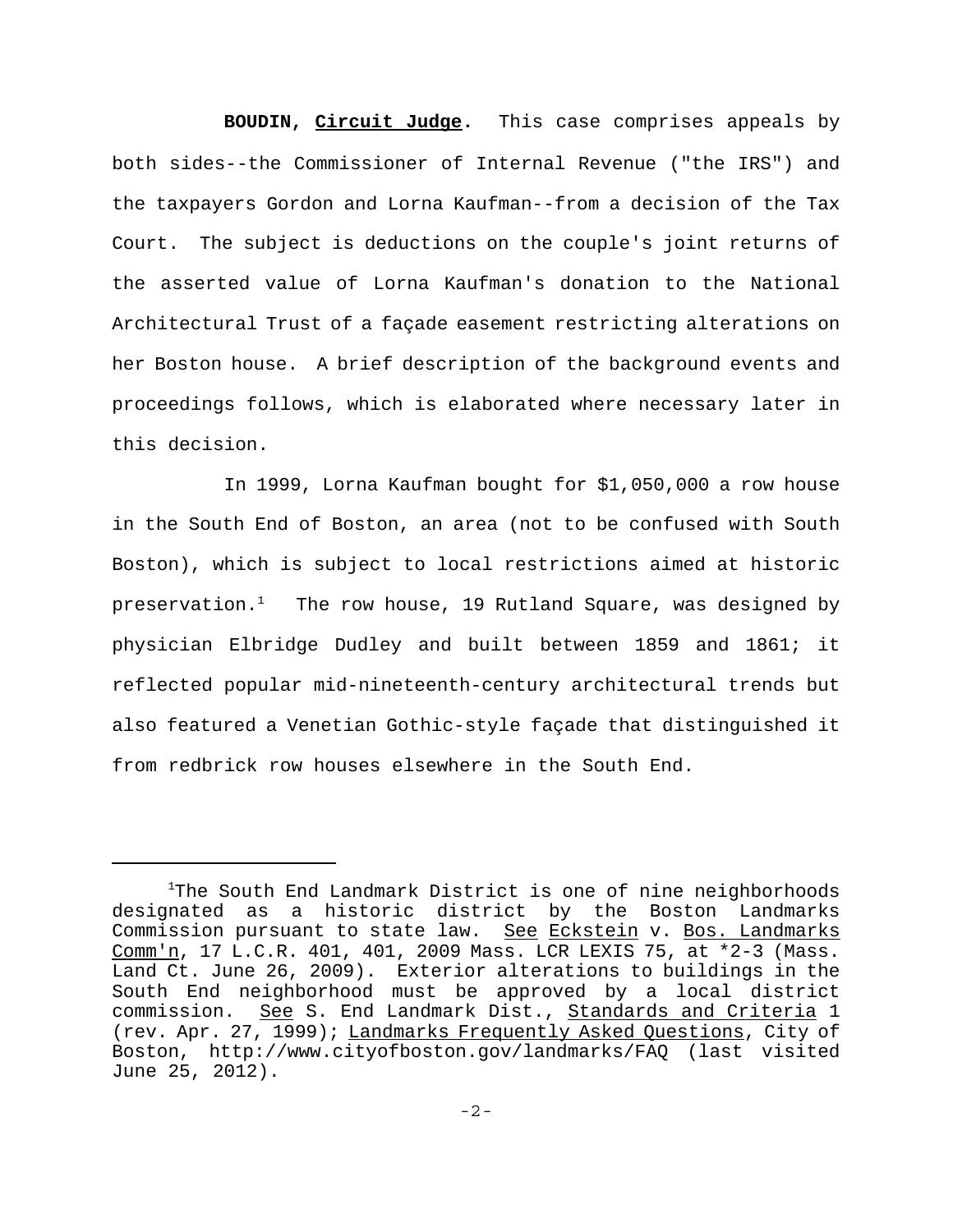**BOUDIN, Circuit Judge.** This case comprises appeals by both sides--the Commissioner of Internal Revenue ("the IRS") and the taxpayers Gordon and Lorna Kaufman--from a decision of the Tax Court. The subject is deductions on the couple's joint returns of the asserted value of Lorna Kaufman's donation to the National Architectural Trust of a façade easement restricting alterations on her Boston house. A brief description of the background events and proceedings follows, which is elaborated where necessary later in this decision.

In 1999, Lorna Kaufman bought for $1,050,000 a row house in the South End of Boston, an area (not to be confused with South Boston), which is subject to local restrictions aimed at historic preservation.[1] The row house, 19 Rutland Square, was designed by physician Elbridge Dudley and built between 1859 and 1861; it reflected popular mid-nineteenth-century architectural trends but also featured a Venetian Gothic-style façade that distinguished it from redbrick row houses elsewhere in the South End.

---

[1]The South End Landmark District is one of nine neighborhoods designated as a historic district by the Boston Landmarks Commission pursuant to state law. See Eckstein v. Bos. Landmarks Comm'n, 17 L.C.R. 401, 401, 2009 Mass. LCR LEXIS 75, at *2-3 (Mass. Land Ct. June 26, 2009). Exterior alterations to buildings in the South End neighborhood must be approved by a local district commission. See S. End Landmark Dist., Standards and Criteria 1 (rev. Apr. 27, 1999); Landmarks Frequently Asked Questions, City of Boston, http://www.cityofboston.gov/landmarks/FAQ (last visited June 25, 2012).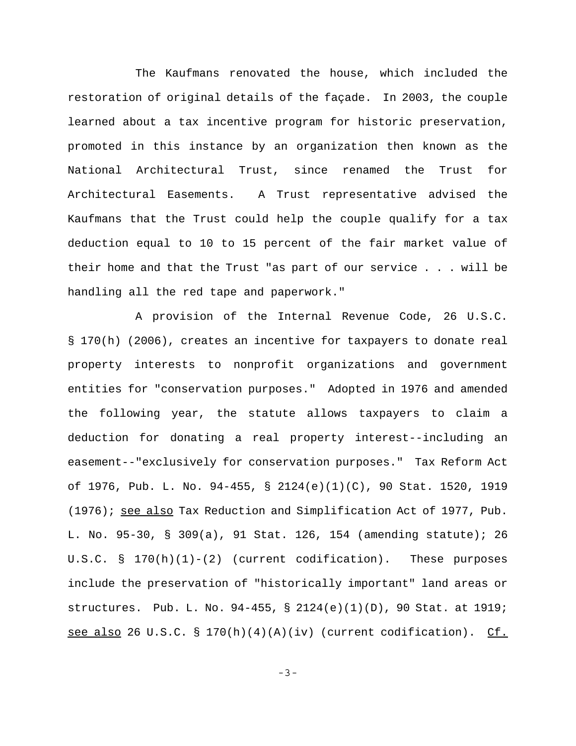The Kaufmans renovated the house, which included the restoration of original details of the façade. In 2003, the couple learned about a tax incentive program for historic preservation, promoted in this instance by an organization then known as the National Architectural Trust, since renamed the Trust for Architectural Easements. A Trust representative advised the Kaufmans that the Trust could help the couple qualify for a tax deduction equal to 10 to 15 percent of the fair market value of their home and that the Trust "as part of our service . . . will be handling all the red tape and paperwork."

A provision of the Internal Revenue Code, 26 U.S.C. § 170(h) (2006), creates an incentive for taxpayers to donate real property interests to nonprofit organizations and government entities for "conservation purposes." Adopted in 1976 and amended the following year, the statute allows taxpayers to claim a deduction for donating a real property interest--including an easement--"exclusively for conservation purposes." Tax Reform Act of 1976, Pub. L. No. 94-455, § 2124(e)(1)(C), 90 Stat. 1520, 1919 (1976); see also Tax Reduction and Simplification Act of 1977, Pub. L. No. 95-30, § 309(a), 91 Stat. 126, 154 (amending statute); 26 U.S.C. § 170(h)(1)-(2) (current codification). These purposes include the preservation of "historically important" land areas or structures. Pub. L. No. 94-455, § 2124(e)(1)(D), 90 Stat. at 1919; see also 26 U.S.C. § 170(h)(4)(A)(iv) (current codification). Cf.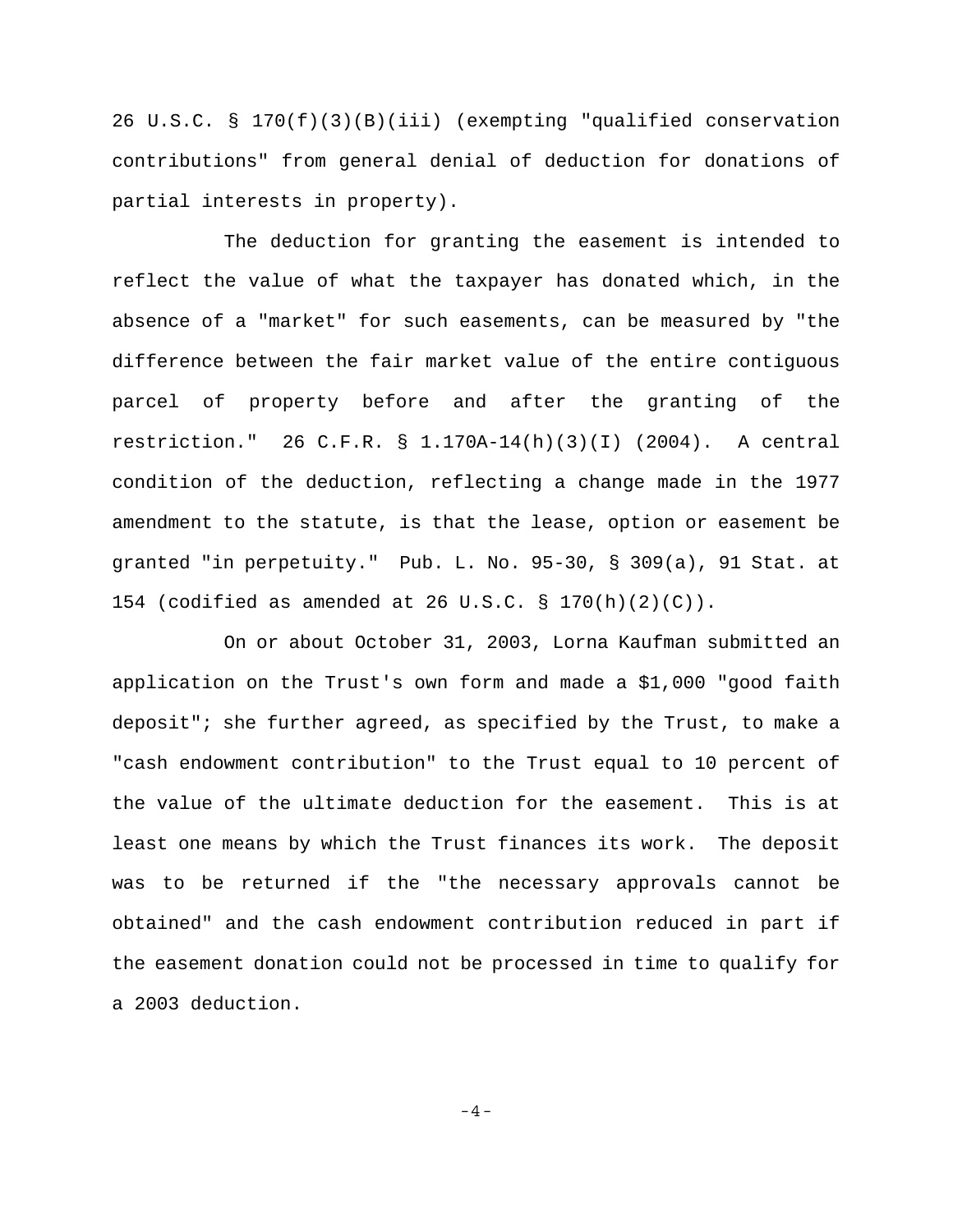26 U.S.C. § 170(f)(3)(B)(iii) (exempting "qualified conservation contributions" from general denial of deduction for donations of partial interests in property).

The deduction for granting the easement is intended to reflect the value of what the taxpayer has donated which, in the absence of a "market" for such easements, can be measured by "the difference between the fair market value of the entire contiguous parcel of property before and after the granting of the restriction." 26 C.F.R. § 1.170A-14(h)(3)(I) (2004). A central condition of the deduction, reflecting a change made in the 1977 amendment to the statute, is that the lease, option or easement be granted "in perpetuity." Pub. L. No. 95-30, § 309(a), 91 Stat. at 154 (codified as amended at 26 U.S.C. § 170(h)(2)(C)).

On or about October 31, 2003, Lorna Kaufman submitted an application on the Trust's own form and made a $1,000 "good faith deposit"; she further agreed, as specified by the Trust, to make a "cash endowment contribution" to the Trust equal to 10 percent of the value of the ultimate deduction for the easement. This is at least one means by which the Trust finances its work. The deposit was to be returned if the "the necessary approvals cannot be obtained" and the cash endowment contribution reduced in part if the easement donation could not be processed in time to qualify for a 2003 deduction.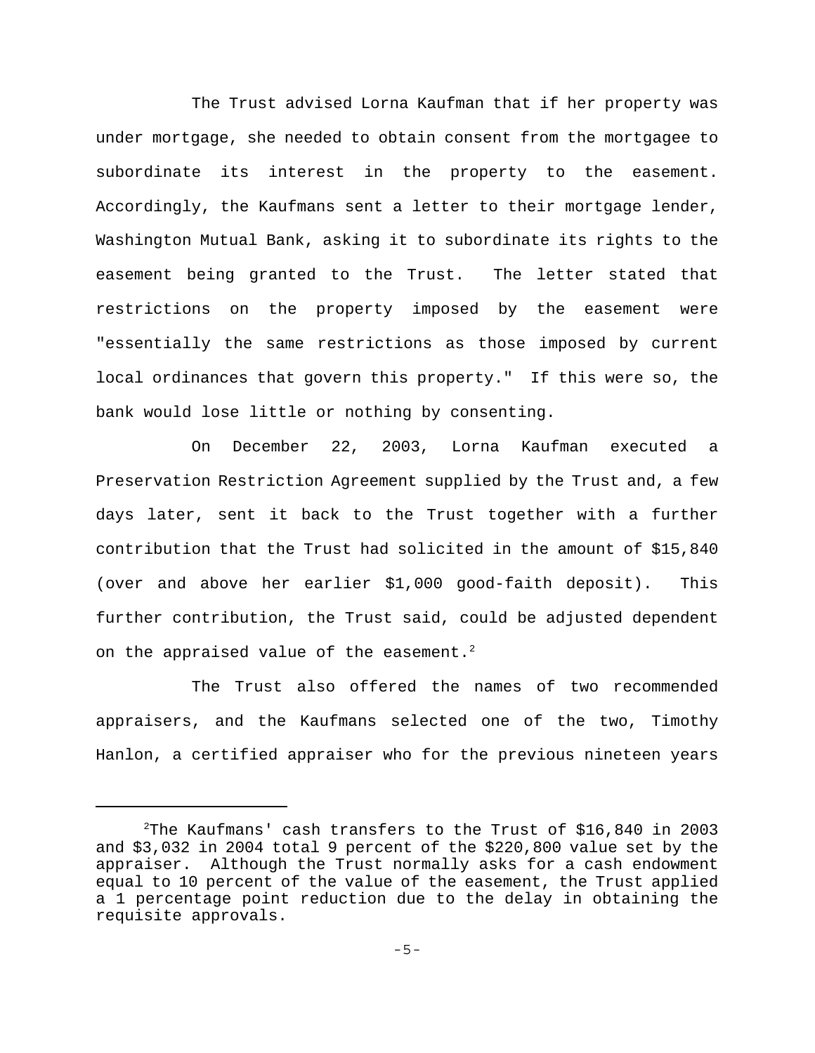The Trust advised Lorna Kaufman that if her property was under mortgage, she needed to obtain consent from the mortgagee to subordinate its interest in the property to the easement. Accordingly, the Kaufmans sent a letter to their mortgage lender, Washington Mutual Bank, asking it to subordinate its rights to the easement being granted to the Trust. The letter stated that restrictions on the property imposed by the easement were "essentially the same restrictions as those imposed by current local ordinances that govern this property." If this were so, the bank would lose little or nothing by consenting.

On December 22, 2003, Lorna Kaufman executed a Preservation Restriction Agreement supplied by the Trust and, a few days later, sent it back to the Trust together with a further contribution that the Trust had solicited in the amount of $15,840 (over and above her earlier $1,000 good-faith deposit). This further contribution, the Trust said, could be adjusted dependent on the appraised value of the easement.[2]

The Trust also offered the names of two recommended appraisers, and the Kaufmans selected one of the two, Timothy Hanlon, a certified appraiser who for the previous nineteen years

---

[2]The Kaufmans' cash transfers to the Trust of $16,840 in 2003 and $3,032 in 2004 total 9 percent of the $220,800 value set by the appraiser. Although the Trust normally asks for a cash endowment equal to 10 percent of the value of the easement, the Trust applied a 1 percentage point reduction due to the delay in obtaining the requisite approvals.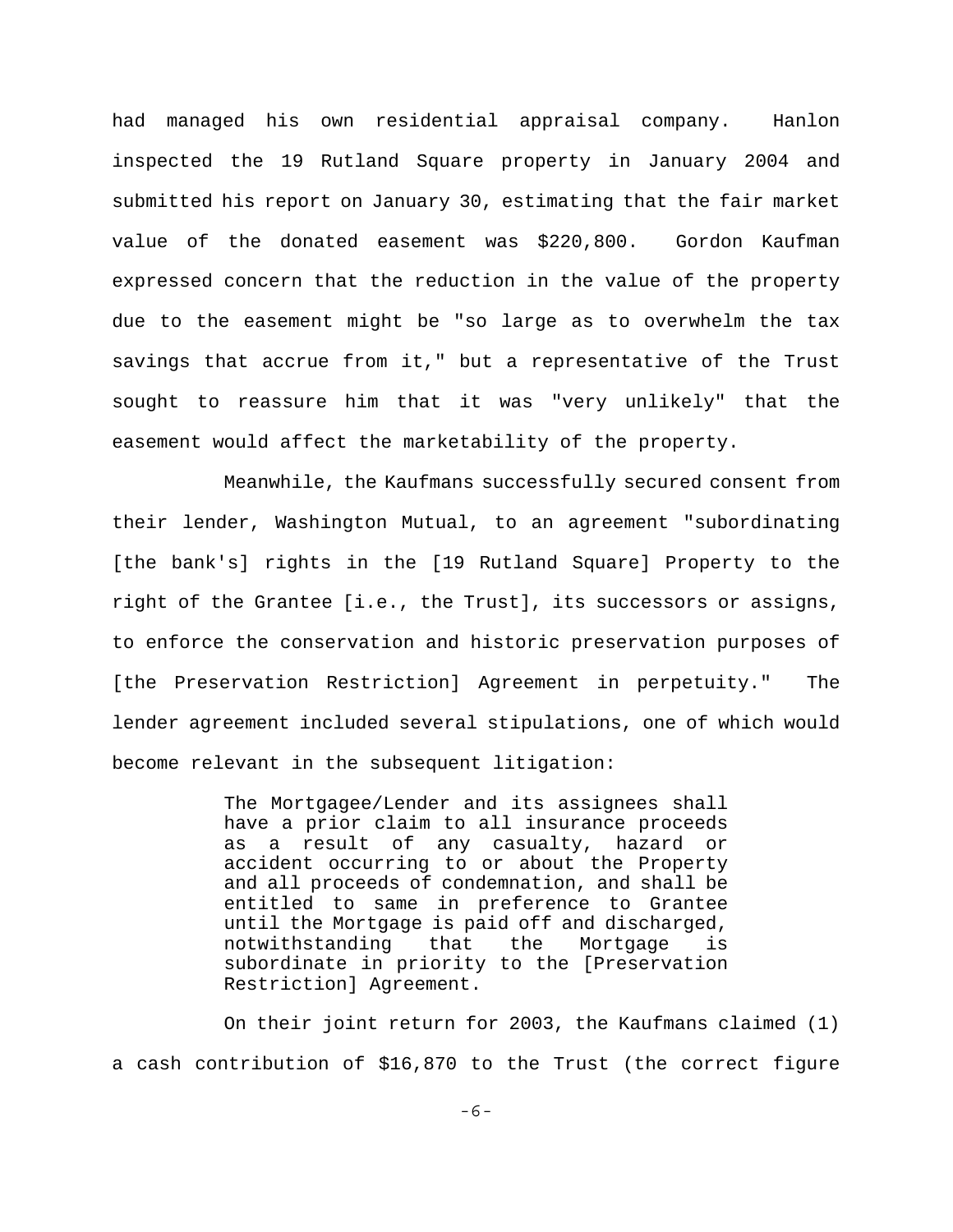had managed his own residential appraisal company. Hanlon inspected the 19 Rutland Square property in January 2004 and submitted his report on January 30, estimating that the fair market value of the donated easement was $220,800. Gordon Kaufman expressed concern that the reduction in the value of the property due to the easement might be "so large as to overwhelm the tax savings that accrue from it," but a representative of the Trust sought to reassure him that it was "very unlikely" that the easement would affect the marketability of the property.

Meanwhile, the Kaufmans successfully secured consent from their lender, Washington Mutual, to an agreement "subordinating [the bank's] rights in the [19 Rutland Square] Property to the right of the Grantee [i.e., the Trust], its successors or assigns, to enforce the conservation and historic preservation purposes of [the Preservation Restriction] Agreement in perpetuity." The lender agreement included several stipulations, one of which would become relevant in the subsequent litigation:

> The Mortgagee/Lender and its assignees shall have a prior claim to all insurance proceeds as a result of any casualty, hazard or accident occurring to or about the Property and all proceeds of condemnation, and shall be entitled to same in preference to Grantee until the Mortgage is paid off and discharged, notwithstanding that the Mortgage is subordinate in priority to the [Preservation Restriction] Agreement.

On their joint return for 2003, the Kaufmans claimed (1) a cash contribution of $16,870 to the Trust (the correct figure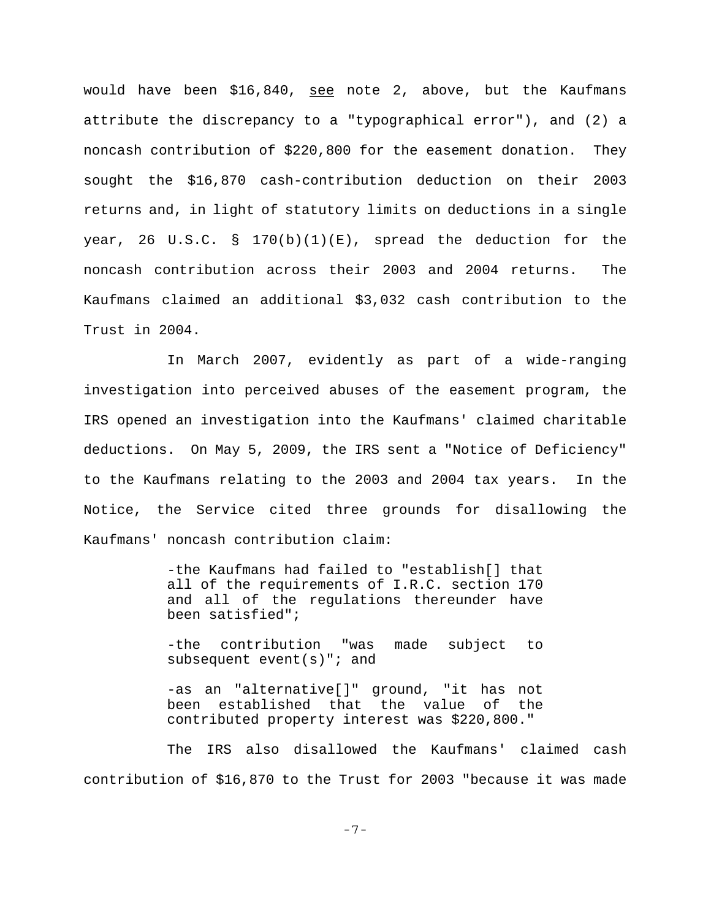would have been $16,840, _see_ note 2, above, but the Kaufmans attribute the discrepancy to a "typographical error"), and (2) a noncash contribution of $220,800 for the easement donation. They sought the $16,870 cash-contribution deduction on their 2003 returns and, in light of statutory limits on deductions in a single year, 26 U.S.C. § 170(b)(1)(E), spread the deduction for the noncash contribution across their 2003 and 2004 returns. The Kaufmans claimed an additional $3,032 cash contribution to the Trust in 2004.

In March 2007, evidently as part of a wide-ranging investigation into perceived abuses of the easement program, the IRS opened an investigation into the Kaufmans' claimed charitable deductions. On May 5, 2009, the IRS sent a "Notice of Deficiency" to the Kaufmans relating to the 2003 and 2004 tax years. In the Notice, the Service cited three grounds for disallowing the Kaufmans' noncash contribution claim:

> -the Kaufmans had failed to "establish[] that all of the requirements of I.R.C. section 170 and all of the regulations thereunder have been satisfied";
>
> -the contribution "was made subject to subsequent event(s)"; and
>
> -as an "alternative[]" ground, "it has not been established that the value of the contributed property interest was $220,800."

The IRS also disallowed the Kaufmans' claimed cash contribution of $16,870 to the Trust for 2003 "because it was made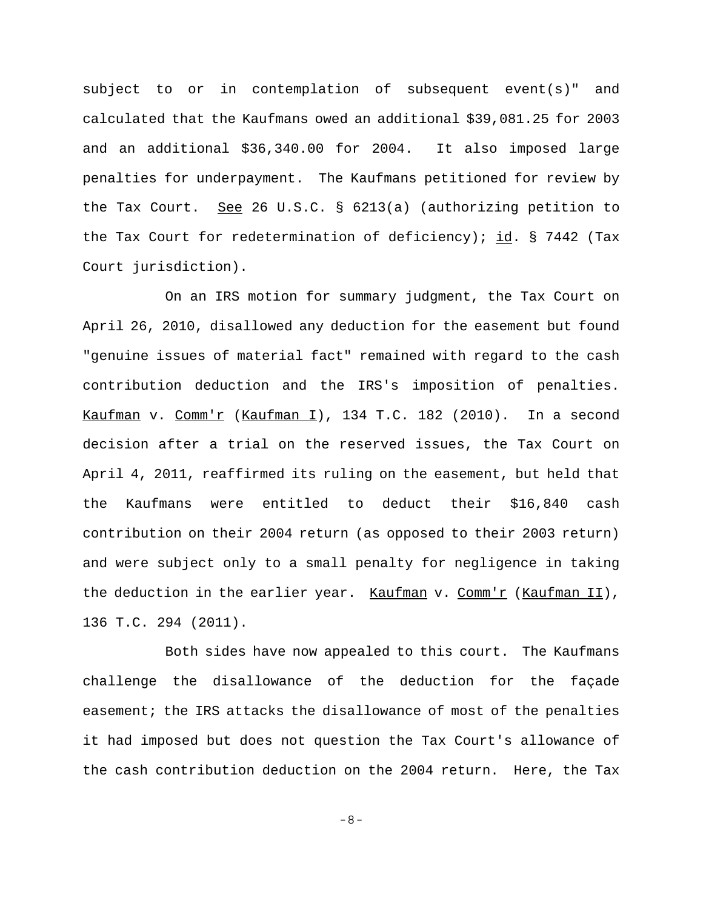subject to or in contemplation of subsequent event(s)" and calculated that the Kaufmans owed an additional $39,081.25 for 2003 and an additional $36,340.00 for 2004. It also imposed large penalties for underpayment. The Kaufmans petitioned for review by the Tax Court. See 26 U.S.C. § 6213(a) (authorizing petition to the Tax Court for redetermination of deficiency); id. § 7442 (Tax Court jurisdiction).

On an IRS motion for summary judgment, the Tax Court on April 26, 2010, disallowed any deduction for the easement but found "genuine issues of material fact" remained with regard to the cash contribution deduction and the IRS's imposition of penalties. Kaufman v. Comm'r (Kaufman I), 134 T.C. 182 (2010). In a second decision after a trial on the reserved issues, the Tax Court on April 4, 2011, reaffirmed its ruling on the easement, but held that the Kaufmans were entitled to deduct their $16,840 cash contribution on their 2004 return (as opposed to their 2003 return) and were subject only to a small penalty for negligence in taking the deduction in the earlier year. Kaufman v. Comm'r (Kaufman II), 136 T.C. 294 (2011).

Both sides have now appealed to this court. The Kaufmans challenge the disallowance of the deduction for the façade easement; the IRS attacks the disallowance of most of the penalties it had imposed but does not question the Tax Court's allowance of the cash contribution deduction on the 2004 return. Here, the Tax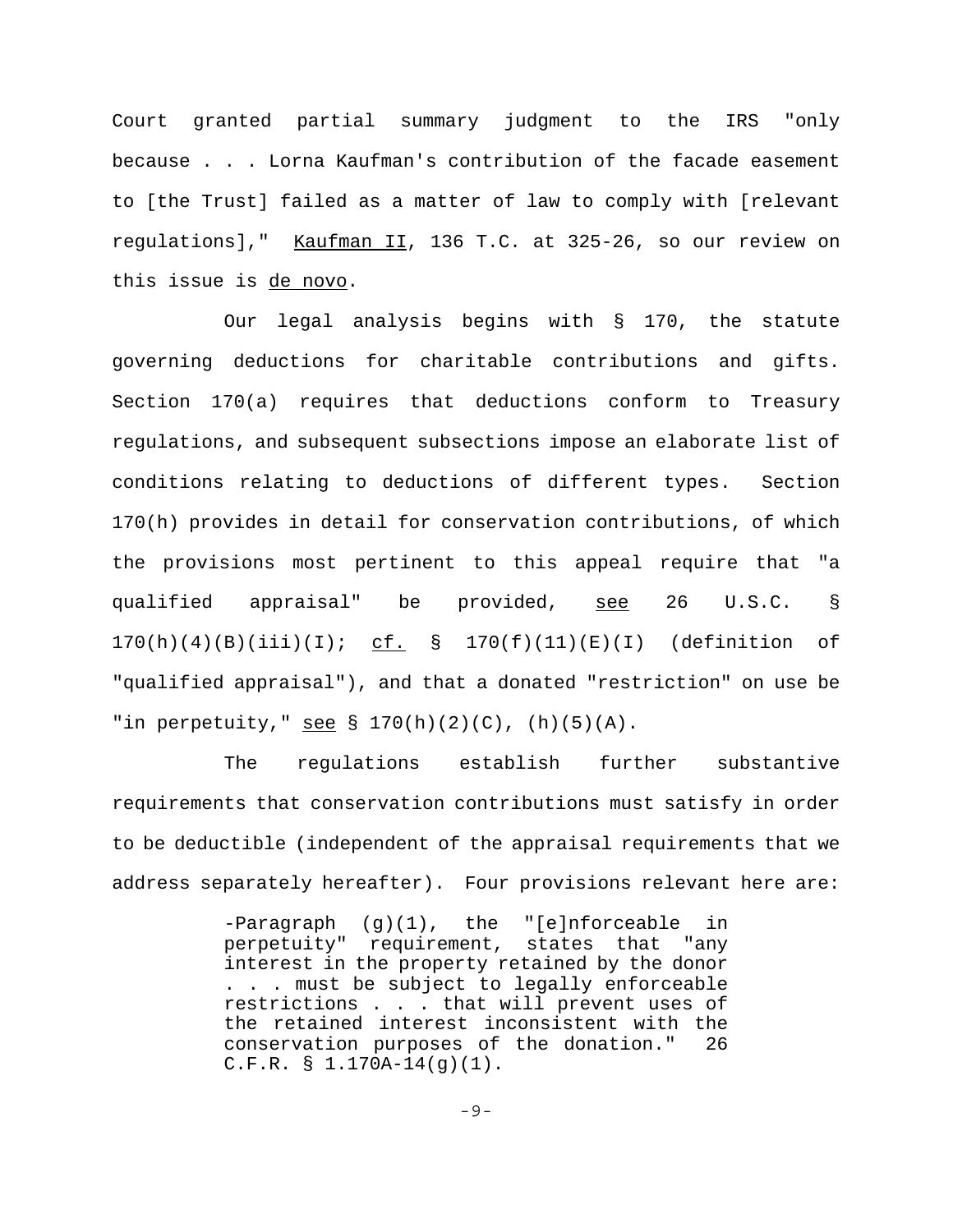Court granted partial summary judgment to the IRS "only because . . . Lorna Kaufman's contribution of the facade easement to [the Trust] failed as a matter of law to comply with [relevant regulations]," Kaufman II, 136 T.C. at 325-26, so our review on this issue is de novo.

Our legal analysis begins with § 170, the statute governing deductions for charitable contributions and gifts. Section 170(a) requires that deductions conform to Treasury regulations, and subsequent subsections impose an elaborate list of conditions relating to deductions of different types. Section 170(h) provides in detail for conservation contributions, of which the provisions most pertinent to this appeal require that "a qualified appraisal" be provided, see 26 U.S.C. § 170(h)(4)(B)(iii)(I); cf. § 170(f)(11)(E)(I) (definition of "qualified appraisal"), and that a donated "restriction" on use be "in perpetuity," see § 170(h)(2)(C), (h)(5)(A).

The regulations establish further substantive requirements that conservation contributions must satisfy in order to be deductible (independent of the appraisal requirements that we address separately hereafter). Four provisions relevant here are:

> -Paragraph (g)(1), the "[e]nforceable in perpetuity" requirement, states that "any interest in the property retained by the donor . . . must be subject to legally enforceable restrictions . . . that will prevent uses of the retained interest inconsistent with the conservation purposes of the donation." 26 C.F.R. § 1.170A-14(g)(1).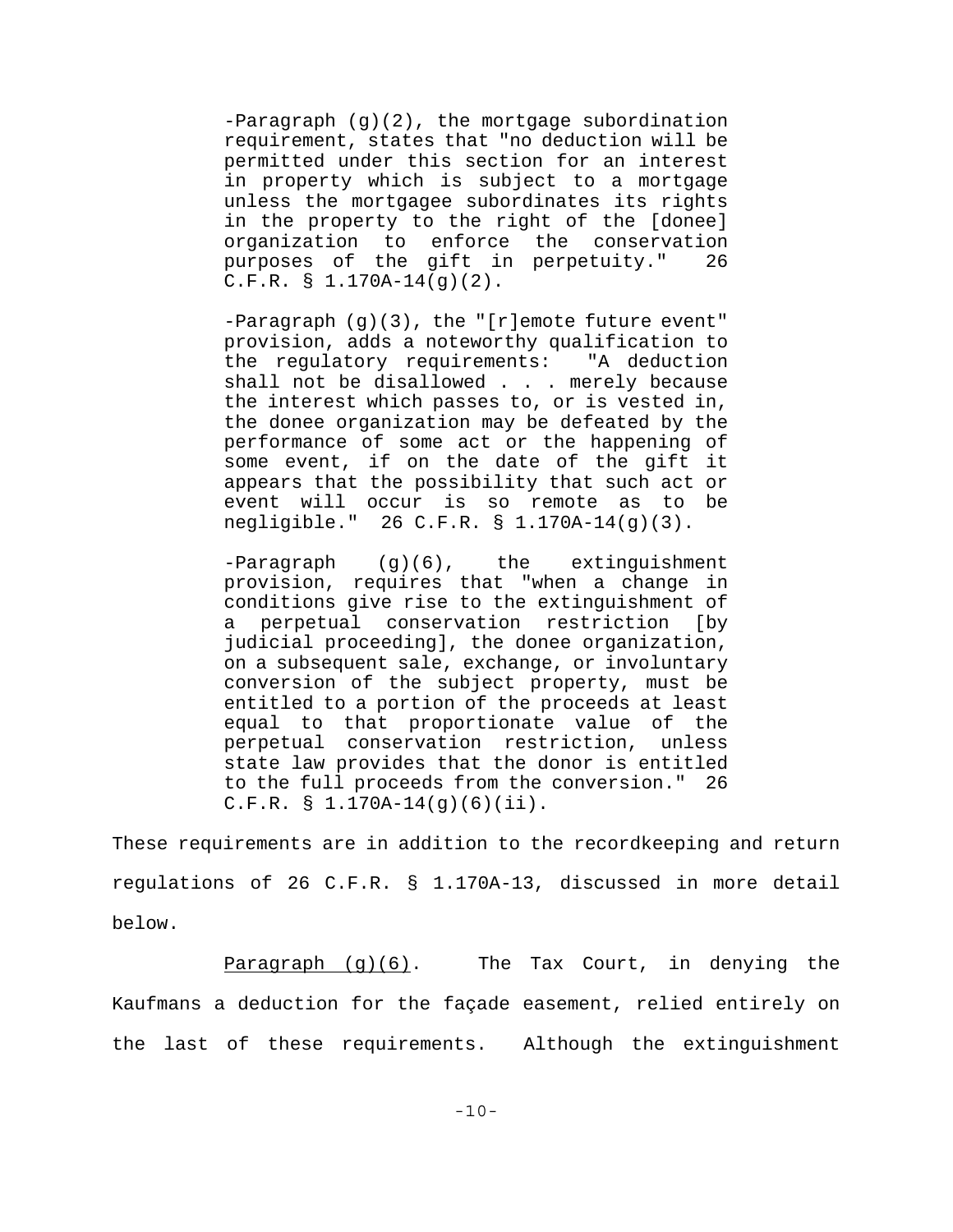-Paragraph (g)(2), the mortgage subordination requirement, states that "no deduction will be permitted under this section for an interest in property which is subject to a mortgage unless the mortgagee subordinates its rights in the property to the right of the [donee] organization to enforce the conservation purposes of the gift in perpetuity." 26 C.F.R. § 1.170A-14(g)(2).

-Paragraph (g)(3), the "[r]emote future event" provision, adds a noteworthy qualification to the regulatory requirements: "A deduction shall not be disallowed . . . merely because the interest which passes to, or is vested in, the donee organization may be defeated by the performance of some act or the happening of some event, if on the date of the gift it appears that the possibility that such act or event will occur is so remote as to be negligible." 26 C.F.R. § 1.170A-14(g)(3).

-Paragraph (g)(6), the extinguishment provision, requires that "when a change in conditions give rise to the extinguishment of a perpetual conservation restriction [by judicial proceeding], the donee organization, on a subsequent sale, exchange, or involuntary conversion of the subject property, must be entitled to a portion of the proceeds at least equal to that proportionate value of the perpetual conservation restriction, unless state law provides that the donor is entitled to the full proceeds from the conversion." 26 C.F.R. § 1.170A-14(g)(6)(ii).

These requirements are in addition to the recordkeeping and return regulations of 26 C.F.R. § 1.170A-13, discussed in more detail below.

Paragraph (g)(6). The Tax Court, in denying the Kaufmans a deduction for the façade easement, relied entirely on the last of these requirements. Although the extinguishment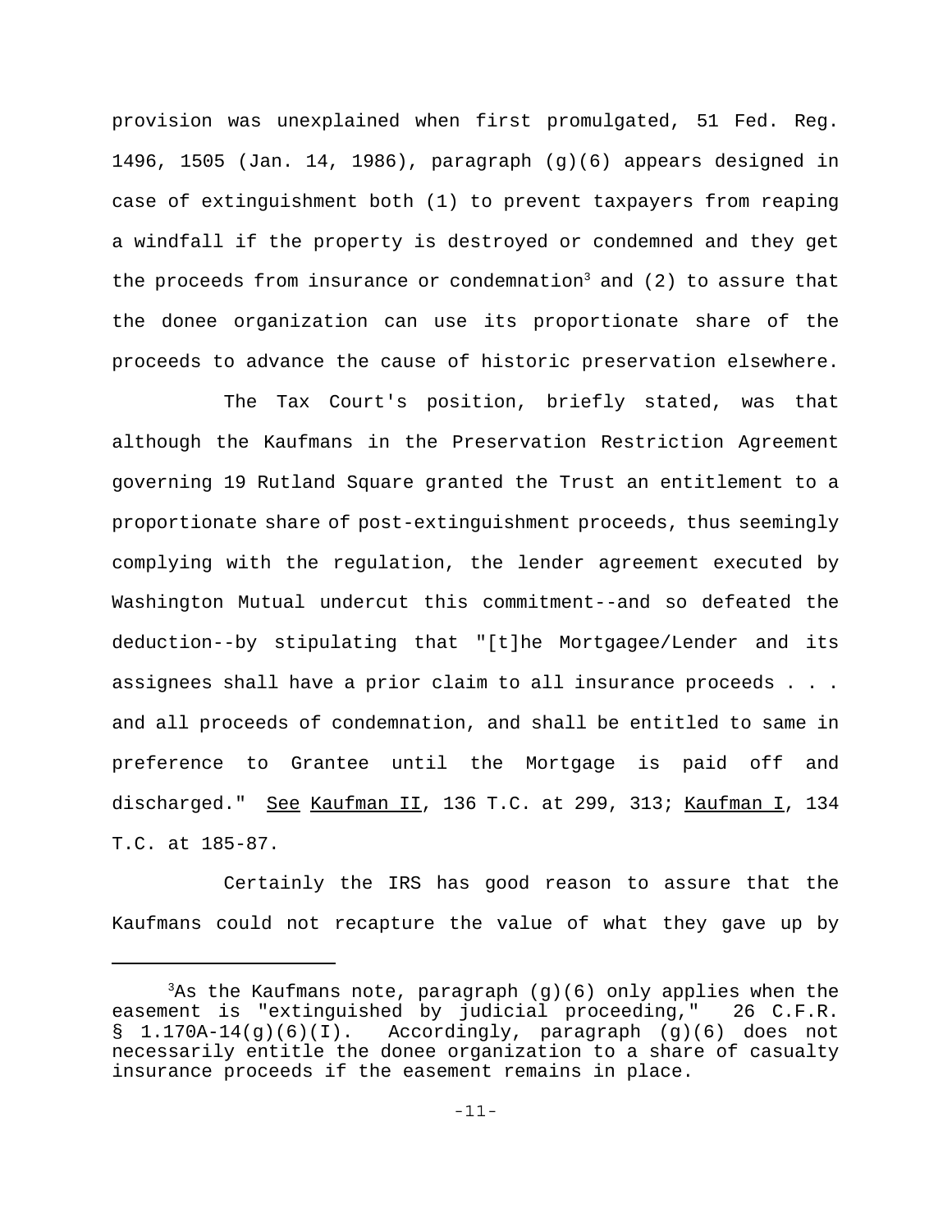provision was unexplained when first promulgated, 51 Fed. Reg. 1496, 1505 (Jan. 14, 1986), paragraph (g)(6) appears designed in case of extinguishment both (1) to prevent taxpayers from reaping a windfall if the property is destroyed or condemned and they get the proceeds from insurance or condemnation[3] and (2) to assure that the donee organization can use its proportionate share of the proceeds to advance the cause of historic preservation elsewhere.

The Tax Court's position, briefly stated, was that although the Kaufmans in the Preservation Restriction Agreement governing 19 Rutland Square granted the Trust an entitlement to a proportionate share of post-extinguishment proceeds, thus seemingly complying with the regulation, the lender agreement executed by Washington Mutual undercut this commitment--and so defeated the deduction--by stipulating that "[t]he Mortgagee/Lender and its assignees shall have a prior claim to all insurance proceeds . . . and all proceeds of condemnation, and shall be entitled to same in preference to Grantee until the Mortgage is paid off and discharged." See Kaufman II, 136 T.C. at 299, 313; Kaufman I, 134 T.C. at 185-87.

Certainly the IRS has good reason to assure that the Kaufmans could not recapture the value of what they gave up by

---

[3]As the Kaufmans note, paragraph (g)(6) only applies when the easement is "extinguished by judicial proceeding," 26 C.F.R. § 1.170A-14(g)(6)(I). Accordingly, paragraph (g)(6) does not necessarily entitle the donee organization to a share of casualty insurance proceeds if the easement remains in place.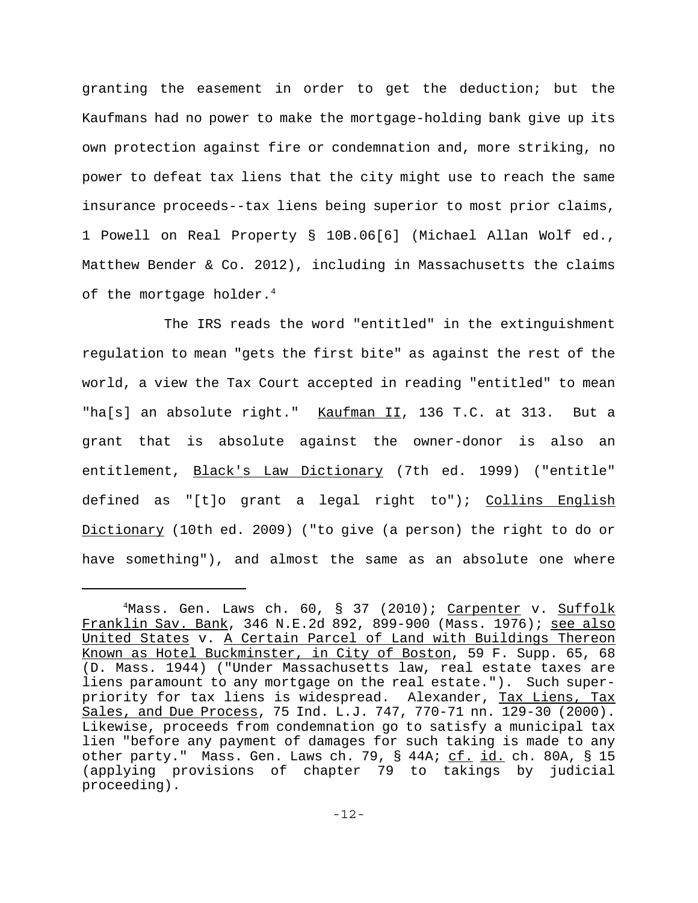granting the easement in order to get the deduction; but the Kaufmans had no power to make the mortgage-holding bank give up its own protection against fire or condemnation and, more striking, no power to defeat tax liens that the city might use to reach the same insurance proceeds--tax liens being superior to most prior claims, 1 Powell on Real Property § 10B.06[6] (Michael Allan Wolf ed., Matthew Bender & Co. 2012), including in Massachusetts the claims of the mortgage holder.[4]

The IRS reads the word "entitled" in the extinguishment regulation to mean "gets the first bite" as against the rest of the world, a view the Tax Court accepted in reading "entitled" to mean "ha[s] an absolute right." Kaufman II, 136 T.C. at 313. But a grant that is absolute against the owner-donor is also an entitlement, Black's Law Dictionary (7th ed. 1999) ("entitle" defined as "[t]o grant a legal right to"); Collins English Dictionary (10th ed. 2009) ("to give (a person) the right to do or have something"), and almost the same as an absolute one where

---

[4]Mass. Gen. Laws ch. 60, § 37 (2010); Carpenter v. Suffolk Franklin Sav. Bank, 346 N.E.2d 892, 899-900 (Mass. 1976); see also United States v. A Certain Parcel of Land with Buildings Thereon Known as Hotel Buckminster, in City of Boston, 59 F. Supp. 65, 68 (D. Mass. 1944) ("Under Massachusetts law, real estate taxes are liens paramount to any mortgage on the real estate."). Such super-priority for tax liens is widespread. Alexander, Tax Liens, Tax Sales, and Due Process, 75 Ind. L.J. 747, 770-71 nn. 129-30 (2000). Likewise, proceeds from condemnation go to satisfy a municipal tax lien "before any payment of damages for such taking is made to any other party." Mass. Gen. Laws ch. 79, § 44A; cf. id. ch. 80A, § 15 (applying provisions of chapter 79 to takings by judicial proceeding).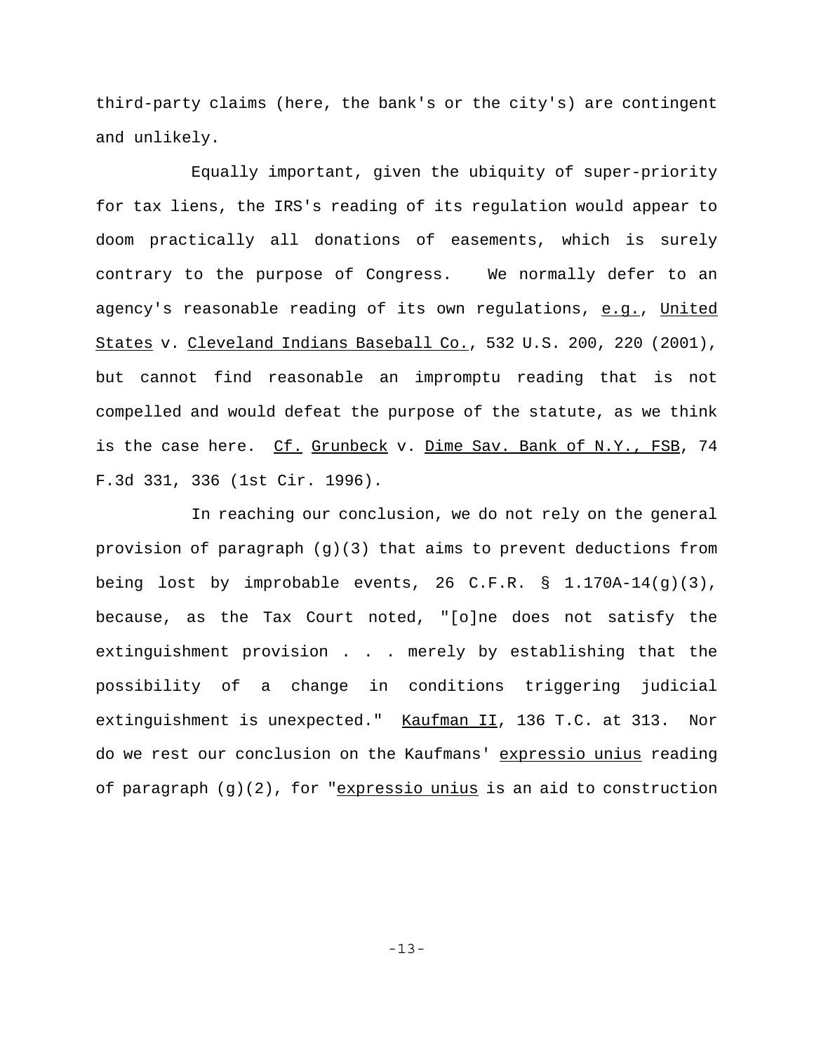third-party claims (here, the bank's or the city's) are contingent and unlikely.

Equally important, given the ubiquity of super-priority for tax liens, the IRS's reading of its regulation would appear to doom practically all donations of easements, which is surely contrary to the purpose of Congress. We normally defer to an agency's reasonable reading of its own regulations, *e.g.*, *United States* v. *Cleveland Indians Baseball Co.*, 532 U.S. 200, 220 (2001), but cannot find reasonable an impromptu reading that is not compelled and would defeat the purpose of the statute, as we think is the case here. *Cf.* *Grunbeck* v. *Dime Sav. Bank of N.Y., FSB*, 74 F.3d 331, 336 (1st Cir. 1996).

In reaching our conclusion, we do not rely on the general provision of paragraph (g)(3) that aims to prevent deductions from being lost by improbable events, 26 C.F.R. § 1.170A-14(g)(3), because, as the Tax Court noted, "[o]ne does not satisfy the extinguishment provision . . . merely by establishing that the possibility of a change in conditions triggering judicial extinguishment is unexpected." *Kaufman II*, 136 T.C. at 313. Nor do we rest our conclusion on the Kaufmans' *expressio unius* reading of paragraph (g)(2), for "*expressio unius* is an aid to construction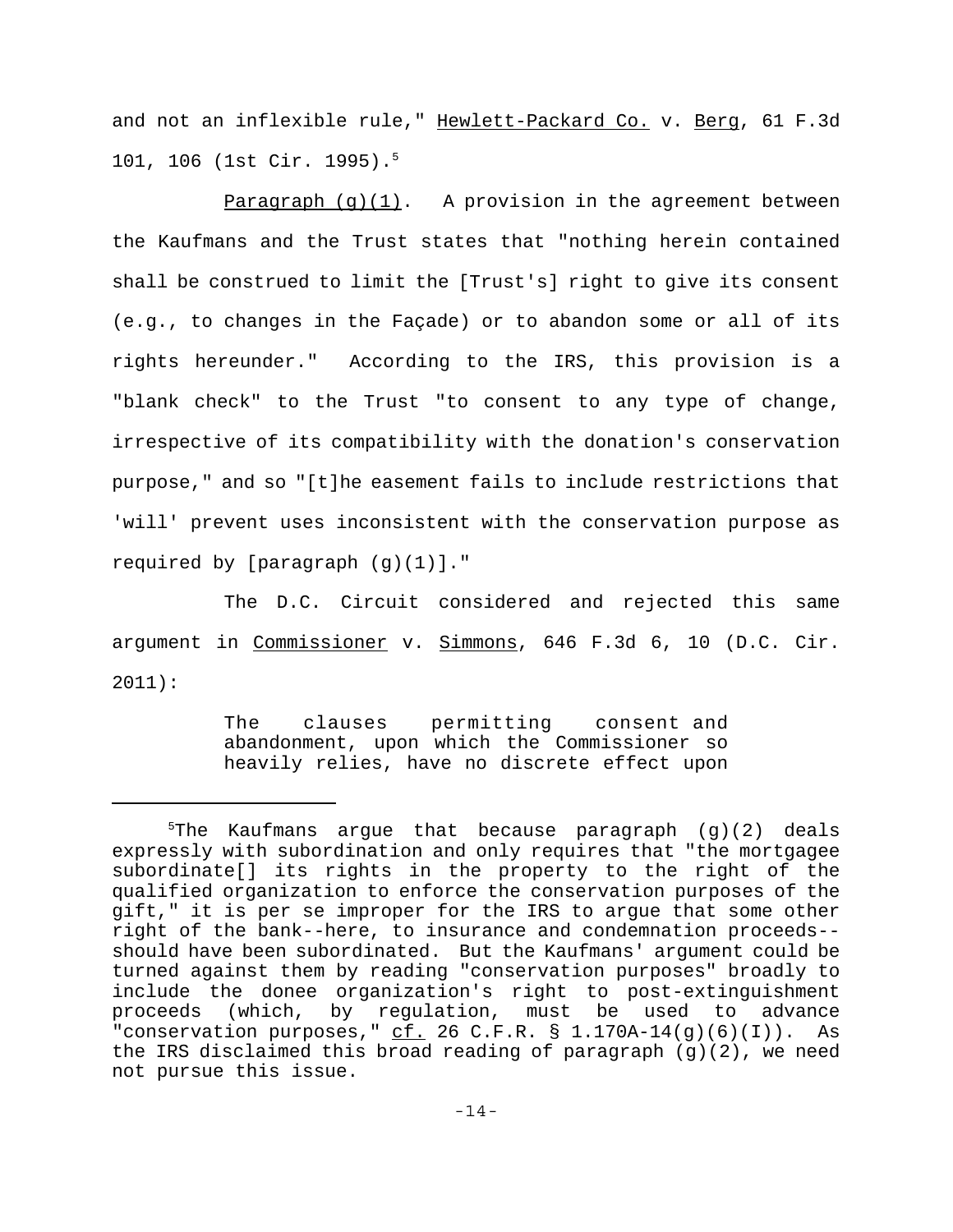and not an inflexible rule," Hewlett-Packard Co. v. Berg, 61 F.3d 101, 106 (1st Cir. 1995).[5]

Paragraph (g)(1). A provision in the agreement between the Kaufmans and the Trust states that "nothing herein contained shall be construed to limit the [Trust's] right to give its consent (e.g., to changes in the Façade) or to abandon some or all of its rights hereunder." According to the IRS, this provision is a "blank check" to the Trust "to consent to any type of change, irrespective of its compatibility with the donation's conservation purpose," and so "[t]he easement fails to include restrictions that 'will' prevent uses inconsistent with the conservation purpose as required by [paragraph (g)(1)]."

The D.C. Circuit considered and rejected this same argument in Commissioner v. Simmons, 646 F.3d 6, 10 (D.C. Cir. 2011):

> The clauses permitting consent and abandonment, upon which the Commissioner so heavily relies, have no discrete effect upon

---

[5]The Kaufmans argue that because paragraph (g)(2) deals expressly with subordination and only requires that "the mortgagee subordinate[] its rights in the property to the right of the qualified organization to enforce the conservation purposes of the gift," it is per se improper for the IRS to argue that some other right of the bank--here, to insurance and condemnation proceeds--should have been subordinated. But the Kaufmans' argument could be turned against them by reading "conservation purposes" broadly to include the donee organization's right to post-extinguishment proceeds (which, by regulation, must be used to advance "conservation purposes," cf. 26 C.F.R. § 1.170A-14(g)(6)(I)). As the IRS disclaimed this broad reading of paragraph (g)(2), we need not pursue this issue.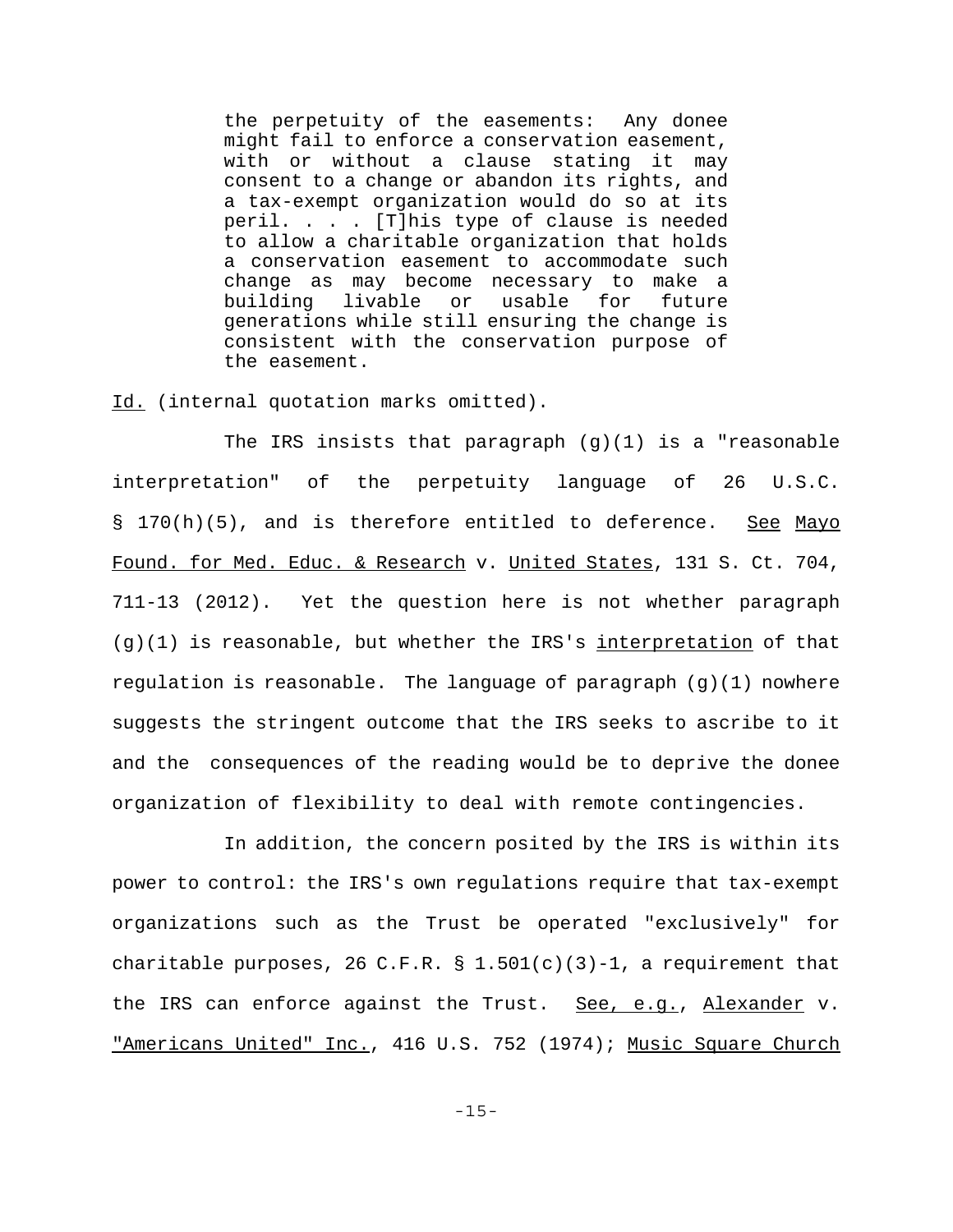> the perpetuity of the easements: Any donee might fail to enforce a conservation easement, with or without a clause stating it may consent to a change or abandon its rights, and a tax-exempt organization would do so at its peril. . . . [T]his type of clause is needed to allow a charitable organization that holds a conservation easement to accommodate such change as may become necessary to make a building livable or usable for future generations while still ensuring the change is consistent with the conservation purpose of the easement.

Id. (internal quotation marks omitted).

The IRS insists that paragraph (g)(1) is a "reasonable interpretation" of the perpetuity language of 26 U.S.C. § 170(h)(5), and is therefore entitled to deference. See Mayo Found. for Med. Educ. & Research v. United States, 131 S. Ct. 704, 711-13 (2012). Yet the question here is not whether paragraph (g)(1) is reasonable, but whether the IRS's interpretation of that regulation is reasonable. The language of paragraph (g)(1) nowhere suggests the stringent outcome that the IRS seeks to ascribe to it and the consequences of the reading would be to deprive the donee organization of flexibility to deal with remote contingencies.

In addition, the concern posited by the IRS is within its power to control: the IRS's own regulations require that tax-exempt organizations such as the Trust be operated "exclusively" for charitable purposes, 26 C.F.R. § 1.501(c)(3)-1, a requirement that the IRS can enforce against the Trust. See, e.g., Alexander v. "Americans United" Inc., 416 U.S. 752 (1974); Music Square Church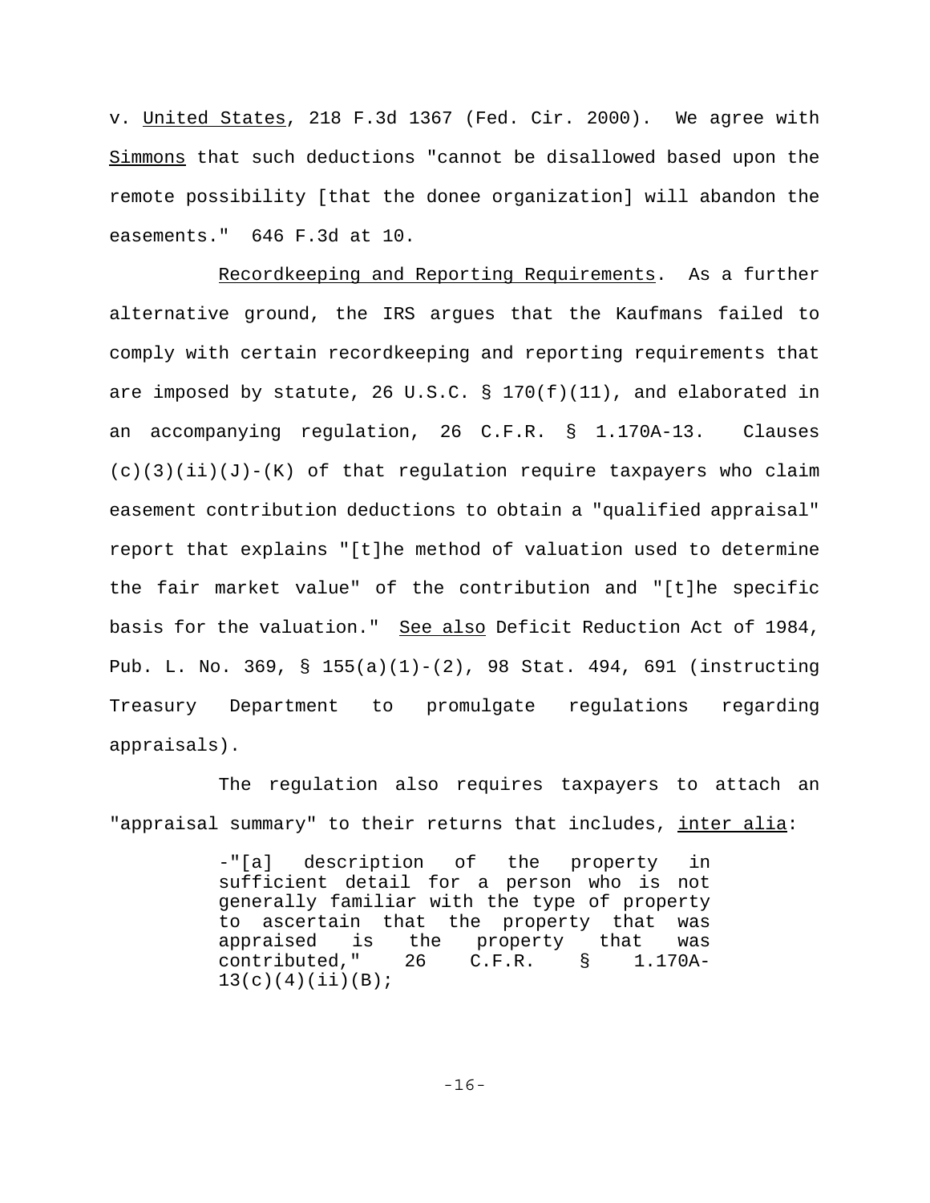v. United States, 218 F.3d 1367 (Fed. Cir. 2000). We agree with Simmons that such deductions "cannot be disallowed based upon the remote possibility [that the donee organization] will abandon the easements." 646 F.3d at 10.

Recordkeeping and Reporting Requirements. As a further alternative ground, the IRS argues that the Kaufmans failed to comply with certain recordkeeping and reporting requirements that are imposed by statute, 26 U.S.C. § 170(f)(11), and elaborated in an accompanying regulation, 26 C.F.R. § 1.170A-13. Clauses (c)(3)(ii)(J)-(K) of that regulation require taxpayers who claim easement contribution deductions to obtain a "qualified appraisal" report that explains "[t]he method of valuation used to determine the fair market value" of the contribution and "[t]he specific basis for the valuation." See also Deficit Reduction Act of 1984, Pub. L. No. 369, § 155(a)(1)-(2), 98 Stat. 494, 691 (instructing Treasury Department to promulgate regulations regarding appraisals).

The regulation also requires taxpayers to attach an "appraisal summary" to their returns that includes, inter alia:

> -"[a] description of the property in sufficient detail for a person who is not generally familiar with the type of property to ascertain that the property that was appraised is the property that was contributed," 26 C.F.R. § 1.170A-13(c)(4)(ii)(B);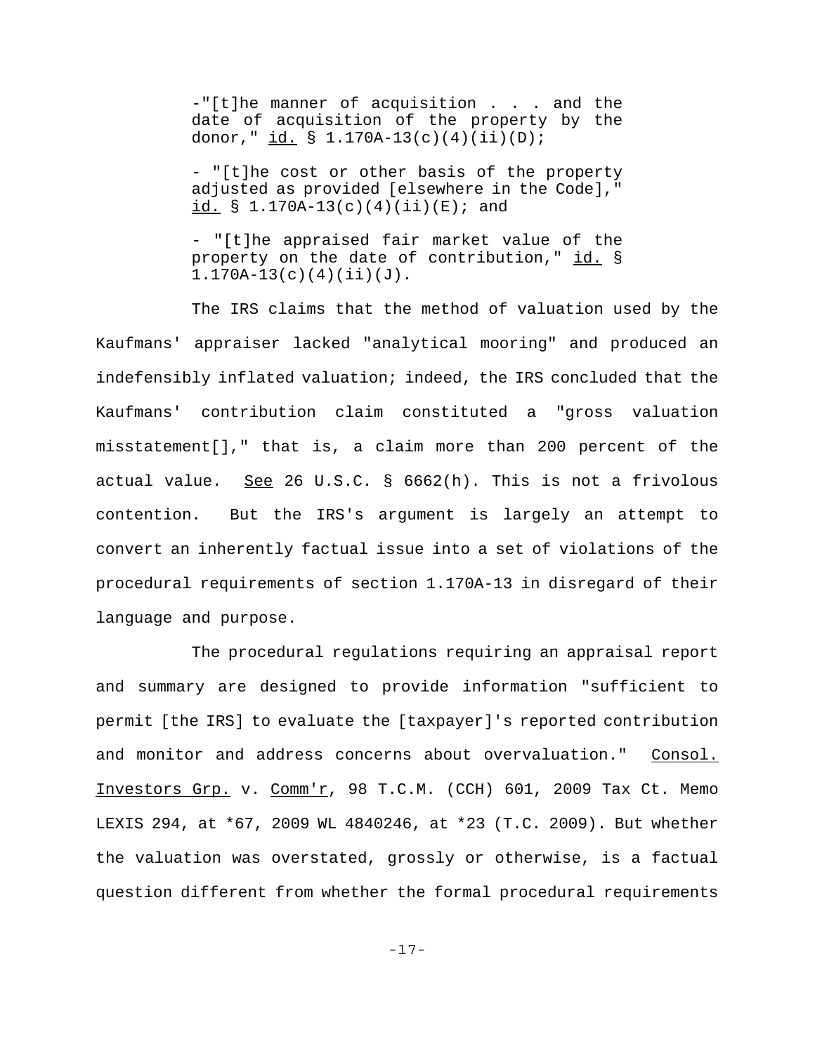- "[t]he manner of acquisition . . . and the date of acquisition of the property by the donor," id. § 1.170A-13(c)(4)(ii)(D);

- "[t]he cost or other basis of the property adjusted as provided [elsewhere in the Code]," id. § 1.170A-13(c)(4)(ii)(E); and

- "[t]he appraised fair market value of the property on the date of contribution," id. § 1.170A-13(c)(4)(ii)(J).

The IRS claims that the method of valuation used by the Kaufmans' appraiser lacked "analytical mooring" and produced an indefensibly inflated valuation; indeed, the IRS concluded that the Kaufmans' contribution claim constituted a "gross valuation misstatement[]," that is, a claim more than 200 percent of the actual value. See 26 U.S.C. § 6662(h). This is not a frivolous contention. But the IRS's argument is largely an attempt to convert an inherently factual issue into a set of violations of the procedural requirements of section 1.170A-13 in disregard of their language and purpose.

The procedural regulations requiring an appraisal report and summary are designed to provide information "sufficient to permit [the IRS] to evaluate the [taxpayer]'s reported contribution and monitor and address concerns about overvaluation." Consol. Investors Grp. v. Comm'r, 98 T.C.M. (CCH) 601, 2009 Tax Ct. Memo LEXIS 294, at *67, 2009 WL 4840246, at *23 (T.C. 2009). But whether the valuation was overstated, grossly or otherwise, is a factual question different from whether the formal procedural requirements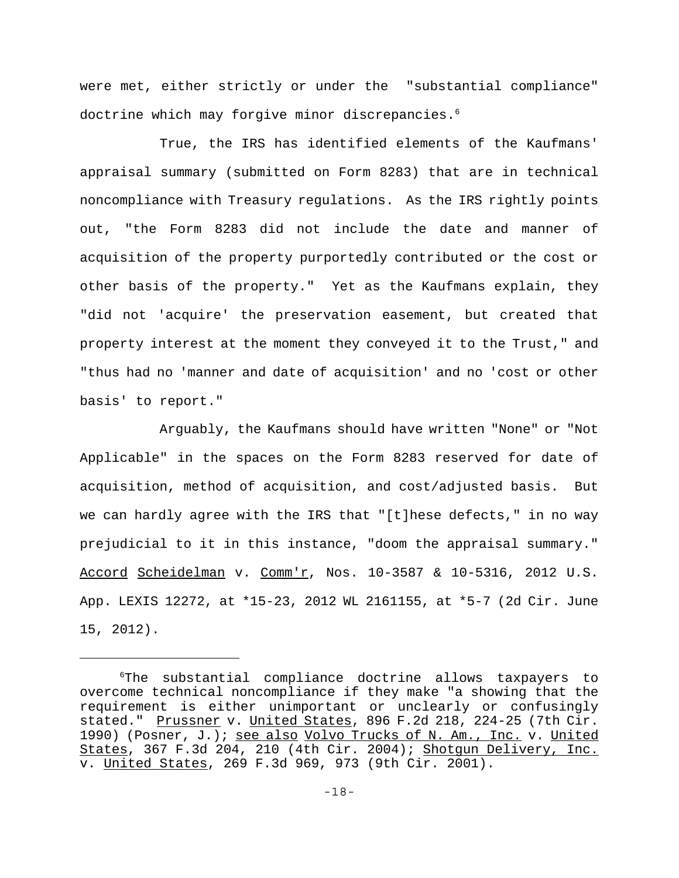were met, either strictly or under the "substantial compliance" doctrine which may forgive minor discrepancies.[6]

True, the IRS has identified elements of the Kaufmans' appraisal summary (submitted on Form 8283) that are in technical noncompliance with Treasury regulations. As the IRS rightly points out, "the Form 8283 did not include the date and manner of acquisition of the property purportedly contributed or the cost or other basis of the property." Yet as the Kaufmans explain, they "did not 'acquire' the preservation easement, but created that property interest at the moment they conveyed it to the Trust," and "thus had no 'manner and date of acquisition' and no 'cost or other basis' to report."

Arguably, the Kaufmans should have written "None" or "Not Applicable" in the spaces on the Form 8283 reserved for date of acquisition, method of acquisition, and cost/adjusted basis. But we can hardly agree with the IRS that "[t]hese defects," in no way prejudicial to it in this instance, "doom the appraisal summary." Accord Scheidelman v. Comm'r, Nos. 10-3587 & 10-5316, 2012 U.S. App. LEXIS 12272, at *15-23, 2012 WL 2161155, at *5-7 (2d Cir. June 15, 2012).

---

[6]The substantial compliance doctrine allows taxpayers to overcome technical noncompliance if they make "a showing that the requirement is either unimportant or unclearly or confusingly stated." Prussner v. United States, 896 F.2d 218, 224-25 (7th Cir. 1990) (Posner, J.); see also Volvo Trucks of N. Am., Inc. v. United States, 367 F.3d 204, 210 (4th Cir. 2004); Shotgun Delivery, Inc. v. United States, 269 F.3d 969, 973 (9th Cir. 2001).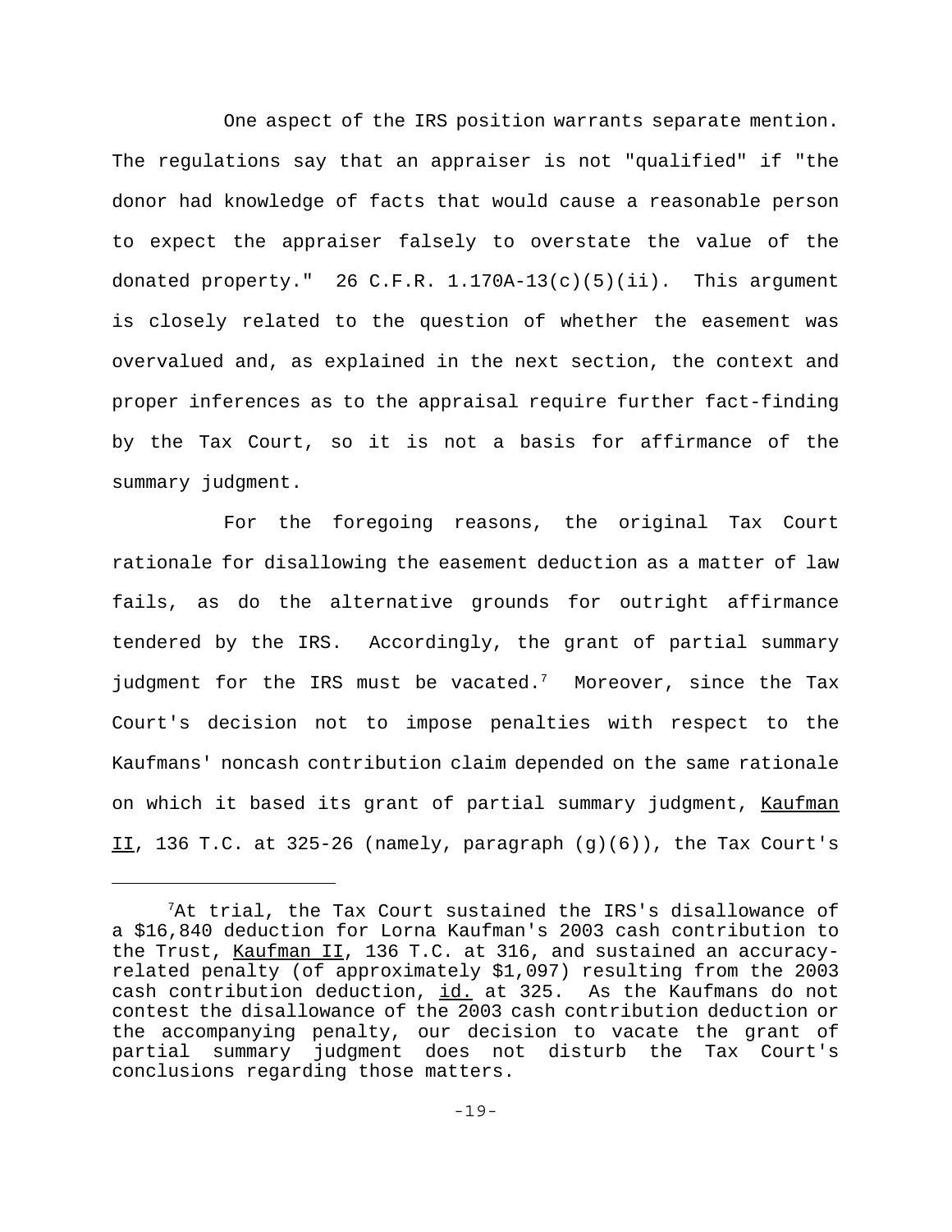One aspect of the IRS position warrants separate mention. The regulations say that an appraiser is not "qualified" if "the donor had knowledge of facts that would cause a reasonable person to expect the appraiser falsely to overstate the value of the donated property." 26 C.F.R. 1.170A-13(c)(5)(ii). This argument is closely related to the question of whether the easement was overvalued and, as explained in the next section, the context and proper inferences as to the appraisal require further fact-finding by the Tax Court, so it is not a basis for affirmance of the summary judgment.

For the foregoing reasons, the original Tax Court rationale for disallowing the easement deduction as a matter of law fails, as do the alternative grounds for outright affirmance tendered by the IRS. Accordingly, the grant of partial summary judgment for the IRS must be vacated.[7] Moreover, since the Tax Court's decision not to impose penalties with respect to the Kaufmans' noncash contribution claim depended on the same rationale on which it based its grant of partial summary judgment, Kaufman II, 136 T.C. at 325-26 (namely, paragraph (g)(6)), the Tax Court's

---

[7] At trial, the Tax Court sustained the IRS's disallowance of a $16,840 deduction for Lorna Kaufman's 2003 cash contribution to the Trust, Kaufman II, 136 T.C. at 316, and sustained an accuracy-related penalty (of approximately $1,097) resulting from the 2003 cash contribution deduction, id. at 325. As the Kaufmans do not contest the disallowance of the 2003 cash contribution deduction or the accompanying penalty, our decision to vacate the grant of partial summary judgment does not disturb the Tax Court's conclusions regarding those matters.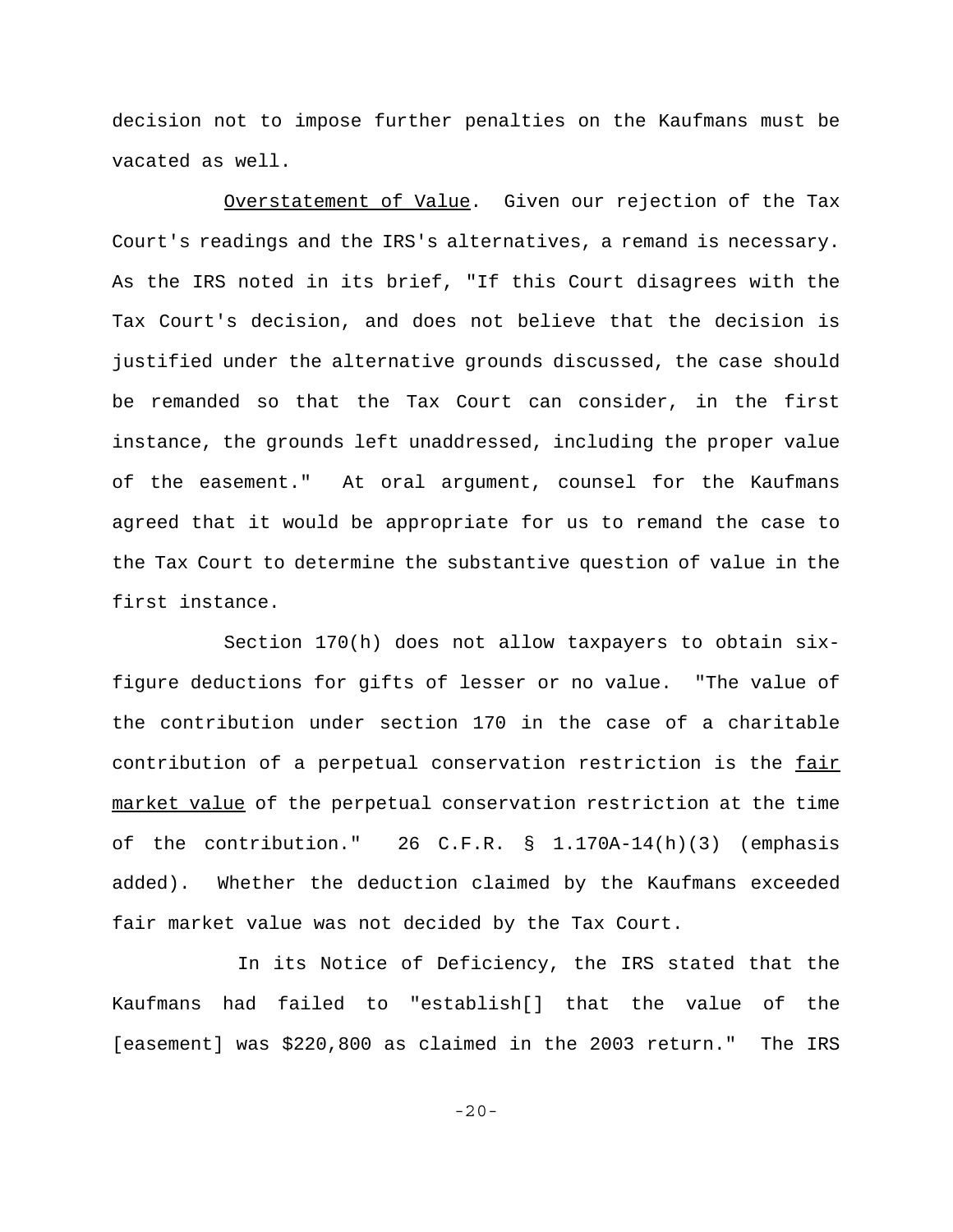decision not to impose further penalties on the Kaufmans must be vacated as well.

Overstatement of Value. Given our rejection of the Tax Court's readings and the IRS's alternatives, a remand is necessary. As the IRS noted in its brief, "If this Court disagrees with the Tax Court's decision, and does not believe that the decision is justified under the alternative grounds discussed, the case should be remanded so that the Tax Court can consider, in the first instance, the grounds left unaddressed, including the proper value of the easement." At oral argument, counsel for the Kaufmans agreed that it would be appropriate for us to remand the case to the Tax Court to determine the substantive question of value in the first instance.

Section 170(h) does not allow taxpayers to obtain six-figure deductions for gifts of lesser or no value. "The value of the contribution under section 170 in the case of a charitable contribution of a perpetual conservation restriction is the fair market value of the perpetual conservation restriction at the time of the contribution." 26 C.F.R. § 1.170A-14(h)(3) (emphasis added). Whether the deduction claimed by the Kaufmans exceeded fair market value was not decided by the Tax Court.

In its Notice of Deficiency, the IRS stated that the Kaufmans had failed to "establish[] that the value of the [easement] was $220,800 as claimed in the 2003 return." The IRS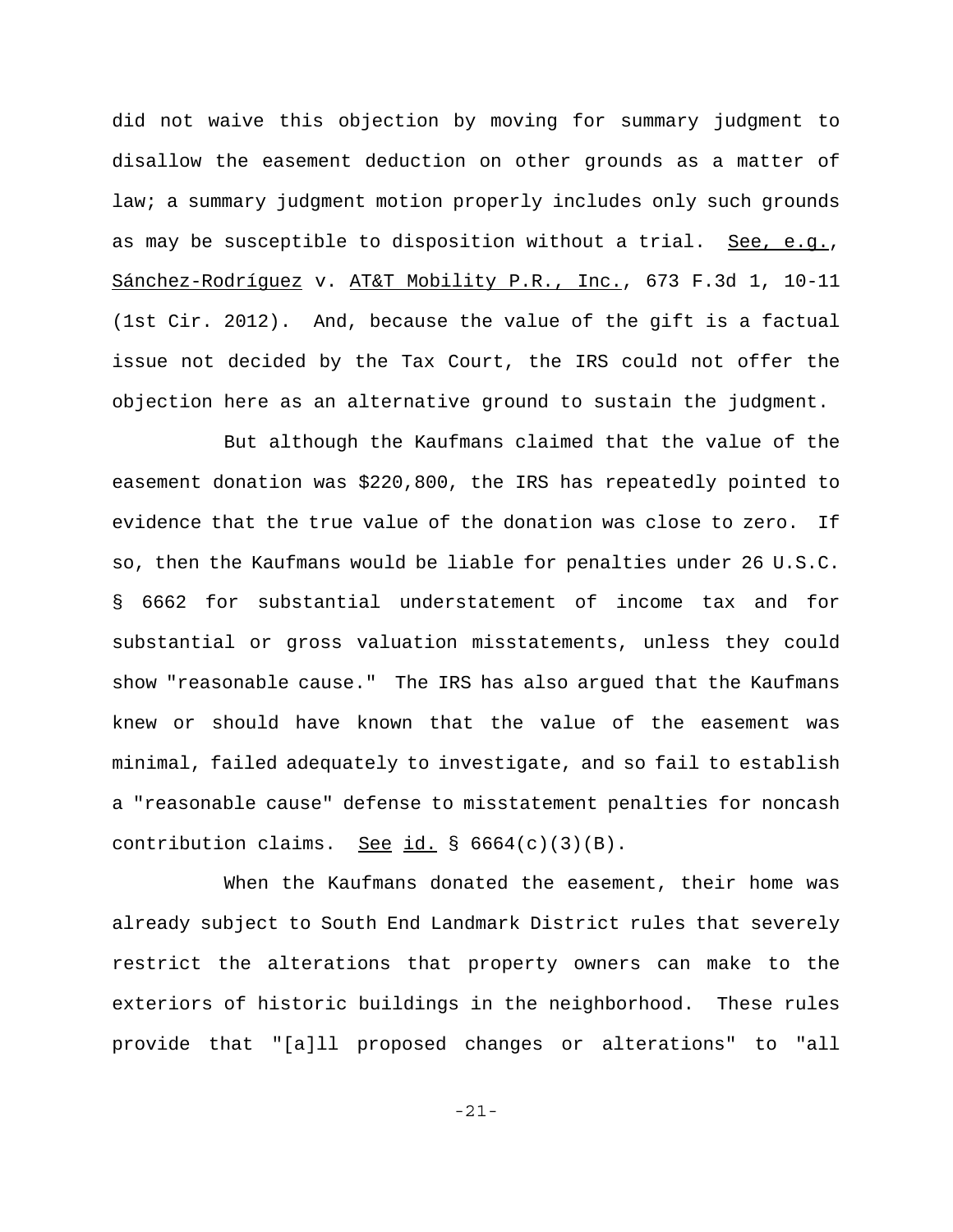did not waive this objection by moving for summary judgment to disallow the easement deduction on other grounds as a matter of law; a summary judgment motion properly includes only such grounds as may be susceptible to disposition without a trial. See, e.g., Sánchez-Rodríguez v. AT&T Mobility P.R., Inc., 673 F.3d 1, 10-11 (1st Cir. 2012). And, because the value of the gift is a factual issue not decided by the Tax Court, the IRS could not offer the objection here as an alternative ground to sustain the judgment.

But although the Kaufmans claimed that the value of the easement donation was $220,800, the IRS has repeatedly pointed to evidence that the true value of the donation was close to zero. If so, then the Kaufmans would be liable for penalties under 26 U.S.C. § 6662 for substantial understatement of income tax and for substantial or gross valuation misstatements, unless they could show "reasonable cause." The IRS has also argued that the Kaufmans knew or should have known that the value of the easement was minimal, failed adequately to investigate, and so fail to establish a "reasonable cause" defense to misstatement penalties for noncash contribution claims. See id. § 6664(c)(3)(B).

When the Kaufmans donated the easement, their home was already subject to South End Landmark District rules that severely restrict the alterations that property owners can make to the exteriors of historic buildings in the neighborhood. These rules provide that "[a]ll proposed changes or alterations" to "all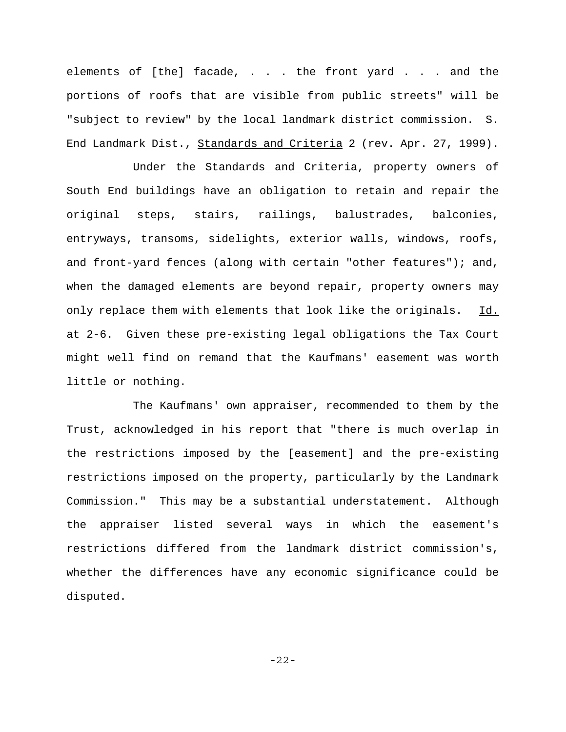elements of [the] facade, . . . the front yard . . . and the portions of roofs that are visible from public streets" will be "subject to review" by the local landmark district commission. S. End Landmark Dist., _Standards and Criteria_ 2 (rev. Apr. 27, 1999).

Under the _Standards and Criteria_, property owners of South End buildings have an obligation to retain and repair the original steps, stairs, railings, balustrades, balconies, entryways, transoms, sidelights, exterior walls, windows, roofs, and front-yard fences (along with certain "other features"); and, when the damaged elements are beyond repair, property owners may only replace them with elements that look like the originals. _Id._ at 2-6. Given these pre-existing legal obligations the Tax Court might well find on remand that the Kaufmans' easement was worth little or nothing.

The Kaufmans' own appraiser, recommended to them by the Trust, acknowledged in his report that "there is much overlap in the restrictions imposed by the [easement] and the pre-existing restrictions imposed on the property, particularly by the Landmark Commission." This may be a substantial understatement. Although the appraiser listed several ways in which the easement's restrictions differed from the landmark district commission's, whether the differences have any economic significance could be disputed.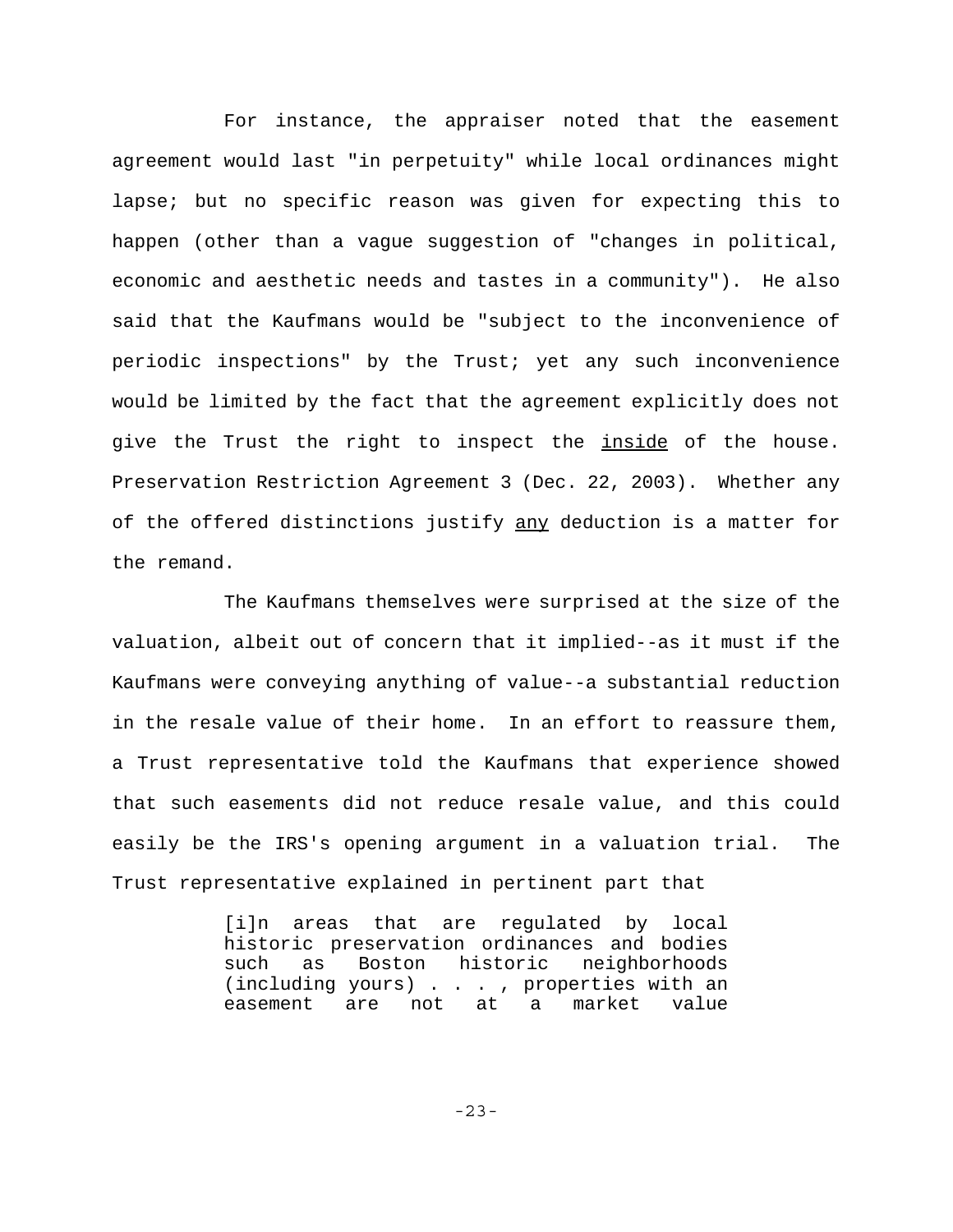For instance, the appraiser noted that the easement agreement would last "in perpetuity" while local ordinances might lapse; but no specific reason was given for expecting this to happen (other than a vague suggestion of "changes in political, economic and aesthetic needs and tastes in a community"). He also said that the Kaufmans would be "subject to the inconvenience of periodic inspections" by the Trust; yet any such inconvenience would be limited by the fact that the agreement explicitly does not give the Trust the right to inspect the <u>inside</u> of the house. Preservation Restriction Agreement 3 (Dec. 22, 2003). Whether any of the offered distinctions justify <u>any</u> deduction is a matter for the remand.

The Kaufmans themselves were surprised at the size of the valuation, albeit out of concern that it implied--as it must if the Kaufmans were conveying anything of value--a substantial reduction in the resale value of their home. In an effort to reassure them, a Trust representative told the Kaufmans that experience showed that such easements did not reduce resale value, and this could easily be the IRS's opening argument in a valuation trial. The Trust representative explained in pertinent part that

> [i]n areas that are regulated by local historic preservation ordinances and bodies such as Boston historic neighborhoods (including yours) . . . , properties with an easement are not at a market value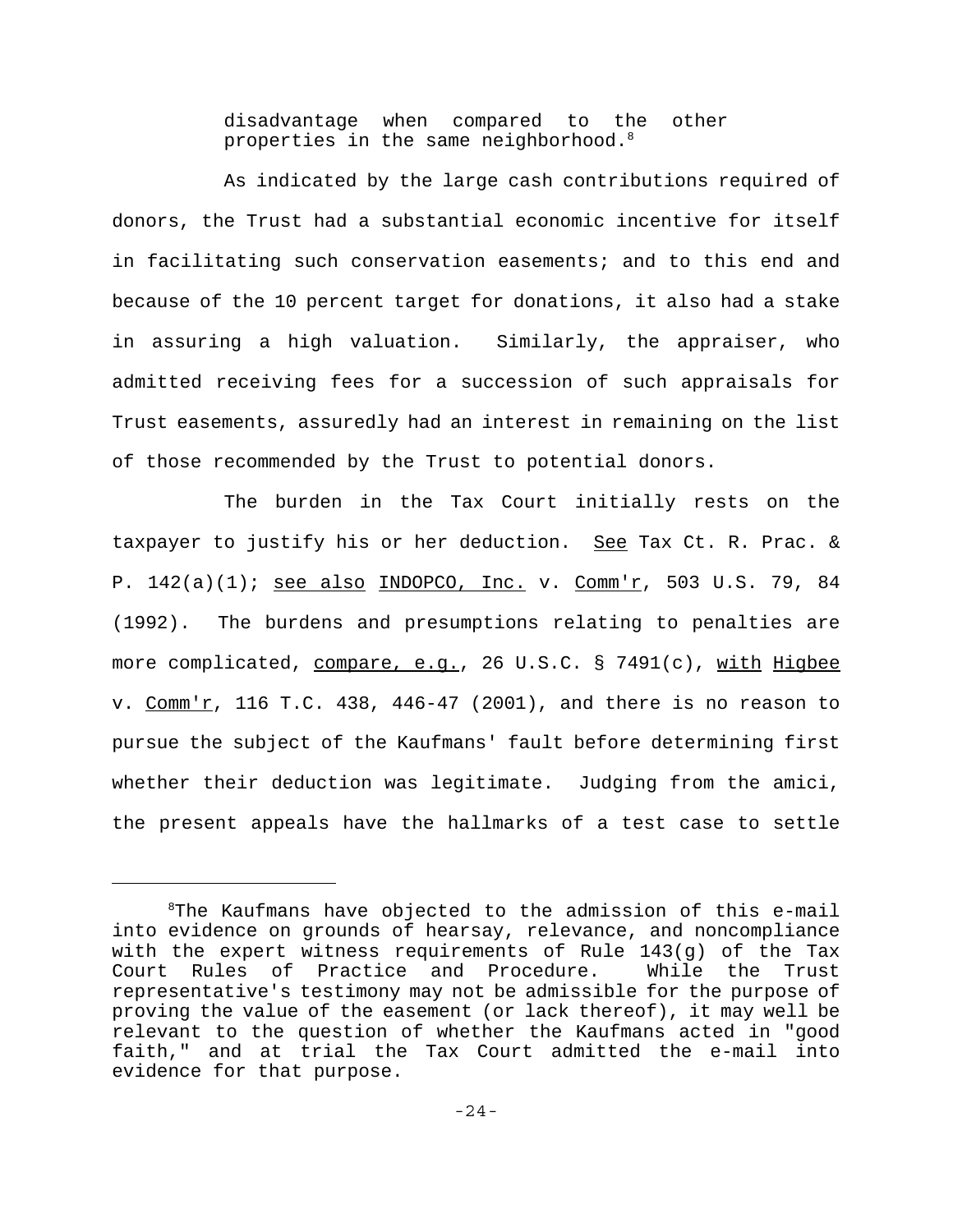> disadvantage when compared to the other properties in the same neighborhood.[8]

As indicated by the large cash contributions required of donors, the Trust had a substantial economic incentive for itself in facilitating such conservation easements; and to this end and because of the 10 percent target for donations, it also had a stake in assuring a high valuation. Similarly, the appraiser, who admitted receiving fees for a succession of such appraisals for Trust easements, assuredly had an interest in remaining on the list of those recommended by the Trust to potential donors.

The burden in the Tax Court initially rests on the taxpayer to justify his or her deduction. See Tax Ct. R. Prac. & P. 142(a)(1); see also INDOPCO, Inc. v. Comm'r, 503 U.S. 79, 84 (1992). The burdens and presumptions relating to penalties are more complicated, compare, e.g., 26 U.S.C. § 7491(c), with Higbee v. Comm'r, 116 T.C. 438, 446-47 (2001), and there is no reason to pursue the subject of the Kaufmans' fault before determining first whether their deduction was legitimate. Judging from the amici, the present appeals have the hallmarks of a test case to settle

---

[8]The Kaufmans have objected to the admission of this e-mail into evidence on grounds of hearsay, relevance, and noncompliance with the expert witness requirements of Rule 143(g) of the Tax Court Rules of Practice and Procedure. While the Trust representative's testimony may not be admissible for the purpose of proving the value of the easement (or lack thereof), it may well be relevant to the question of whether the Kaufmans acted in "good faith," and at trial the Tax Court admitted the e-mail into evidence for that purpose.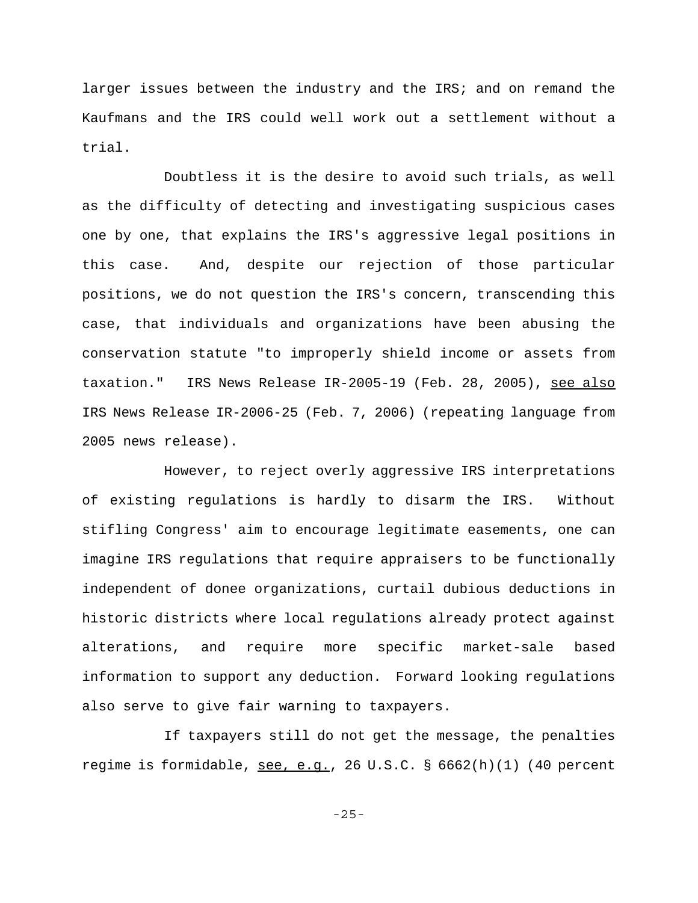larger issues between the industry and the IRS; and on remand the Kaufmans and the IRS could well work out a settlement without a trial.

Doubtless it is the desire to avoid such trials, as well as the difficulty of detecting and investigating suspicious cases one by one, that explains the IRS's aggressive legal positions in this case. And, despite our rejection of those particular positions, we do not question the IRS's concern, transcending this case, that individuals and organizations have been abusing the conservation statute "to improperly shield income or assets from taxation." IRS News Release IR-2005-19 (Feb. 28, 2005), see also IRS News Release IR-2006-25 (Feb. 7, 2006) (repeating language from 2005 news release).

However, to reject overly aggressive IRS interpretations of existing regulations is hardly to disarm the IRS. Without stifling Congress' aim to encourage legitimate easements, one can imagine IRS regulations that require appraisers to be functionally independent of donee organizations, curtail dubious deductions in historic districts where local regulations already protect against alterations, and require more specific market-sale based information to support any deduction. Forward looking regulations also serve to give fair warning to taxpayers.

If taxpayers still do not get the message, the penalties regime is formidable, see, e.g., 26 U.S.C. § 6662(h)(1) (40 percent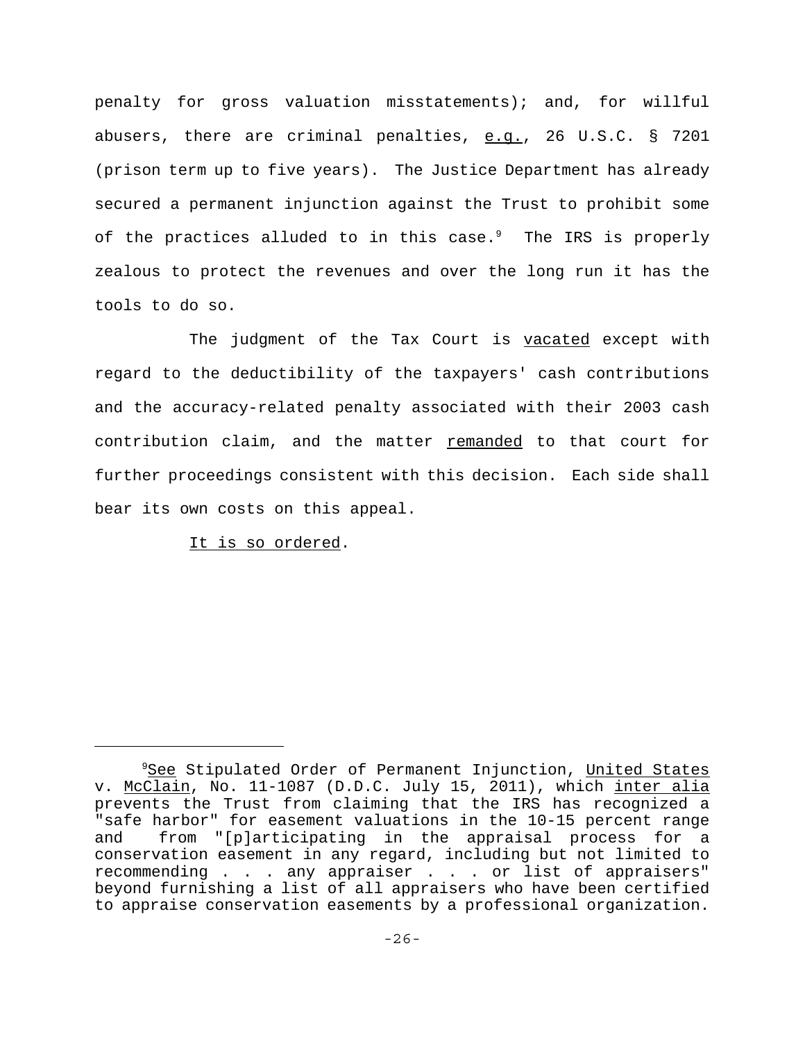penalty for gross valuation misstatements); and, for willful abusers, there are criminal penalties, _e.g._, 26 U.S.C. § 7201 (prison term up to five years). The Justice Department has already secured a permanent injunction against the Trust to prohibit some of the practices alluded to in this case.[9] The IRS is properly zealous to protect the revenues and over the long run it has the tools to do so.

The judgment of the Tax Court is _vacated_ except with regard to the deductibility of the taxpayers' cash contributions and the accuracy-related penalty associated with their 2003 cash contribution claim, and the matter _remanded_ to that court for further proceedings consistent with this decision. Each side shall bear its own costs on this appeal.

_It is so ordered_.

---

[9] _See_ Stipulated Order of Permanent Injunction, _United States_ v. _McClain_, No. 11-1087 (D.D.C. July 15, 2011), which _inter alia_ prevents the Trust from claiming that the IRS has recognized a "safe harbor" for easement valuations in the 10-15 percent range and from "[p]articipating in the appraisal process for a conservation easement in any regard, including but not limited to recommending . . . any appraiser . . . or list of appraisers" beyond furnishing a list of all appraisers who have been certified to appraise conservation easements by a professional organization.